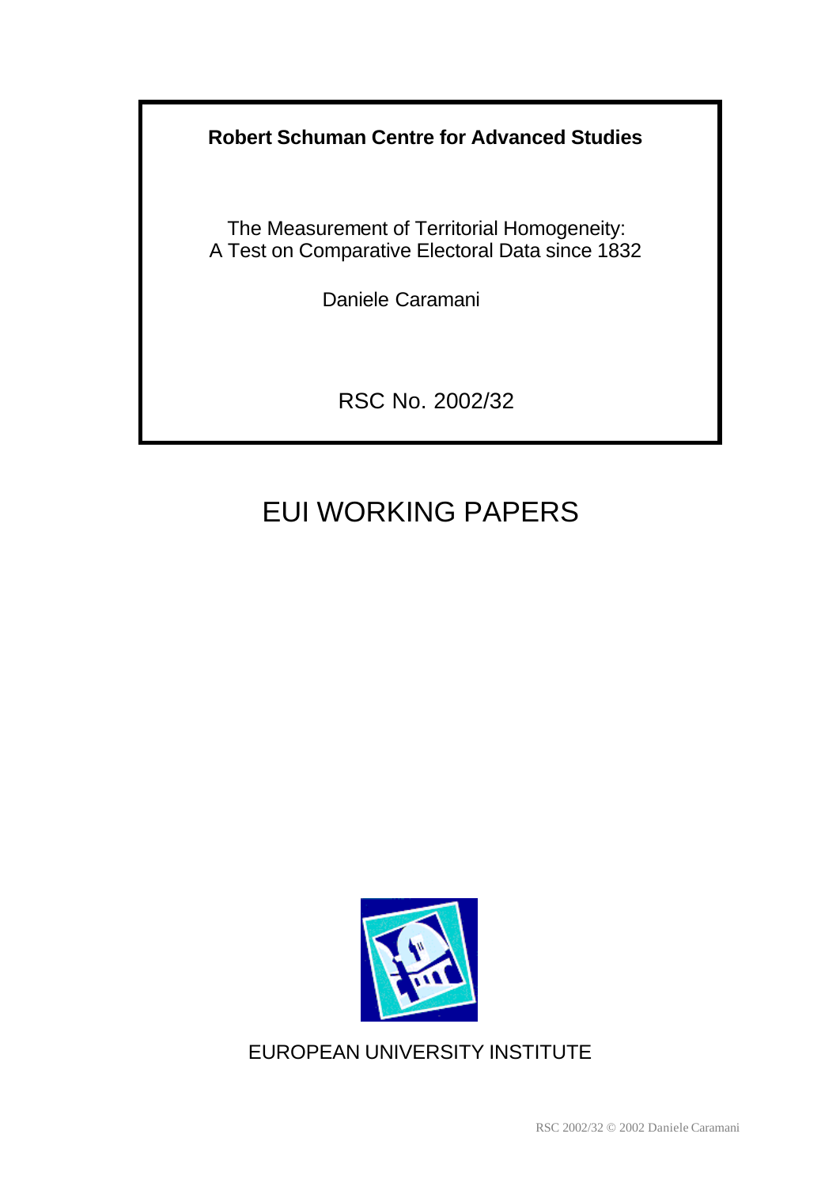**Robert Schuman Centre for Advanced Studies**

The Measurement of Territorial Homogeneity:
A Test on Comparative Electoral Data since 1832

Daniele Caramani

RSC No. 2002/32

# EUI WORKING PAPERS

EUROPEAN UNIVERSITY INSTITUTE

RSC 2002/32 © 2002 Daniele Caramani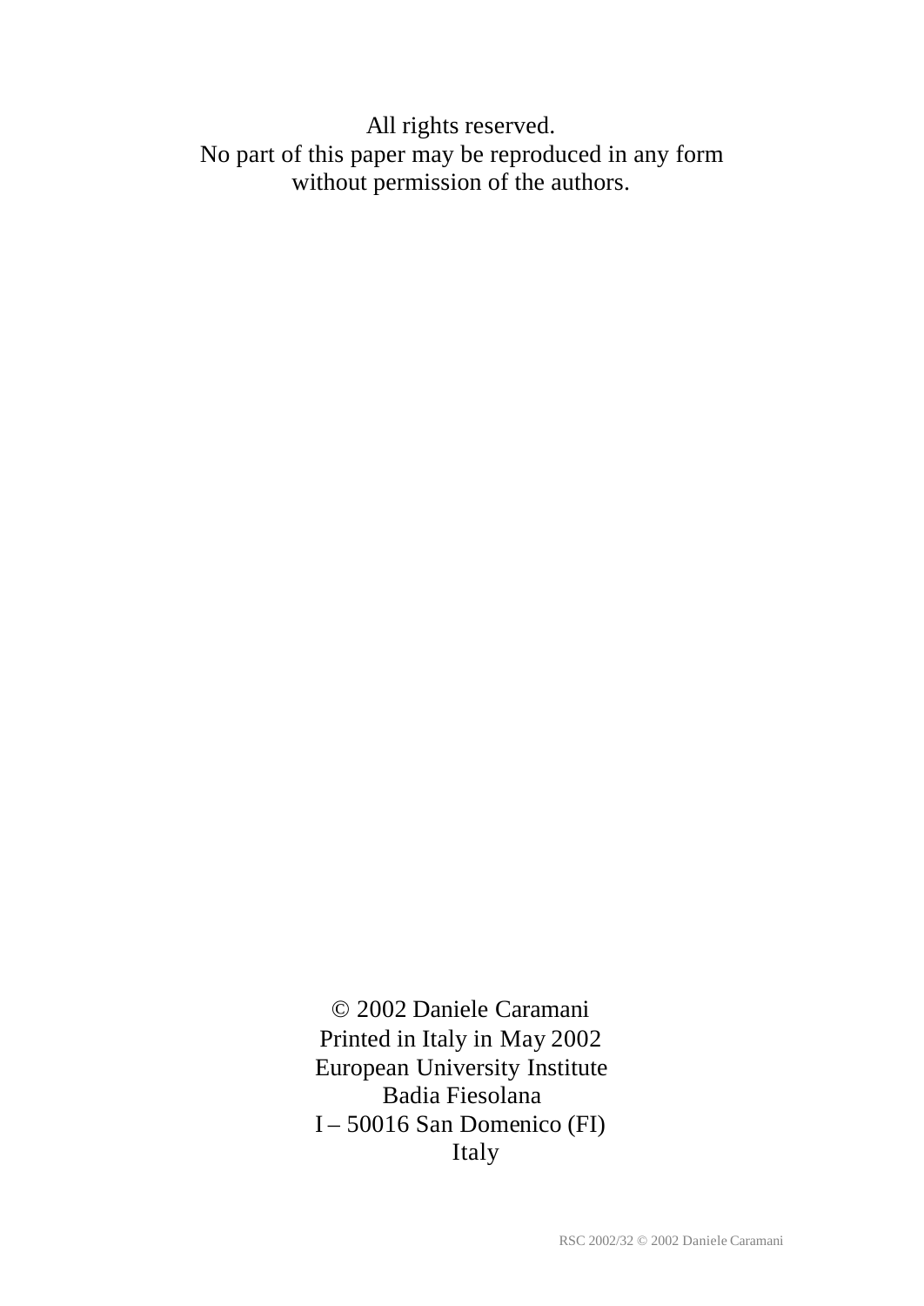All rights reserved.
No part of this paper may be reproduced in any form
without permission of the authors.

© 2002 Daniele Caramani
Printed in Italy in May 2002
European University Institute
Badia Fiesolana
I – 50016 San Domenico (FI)
Italy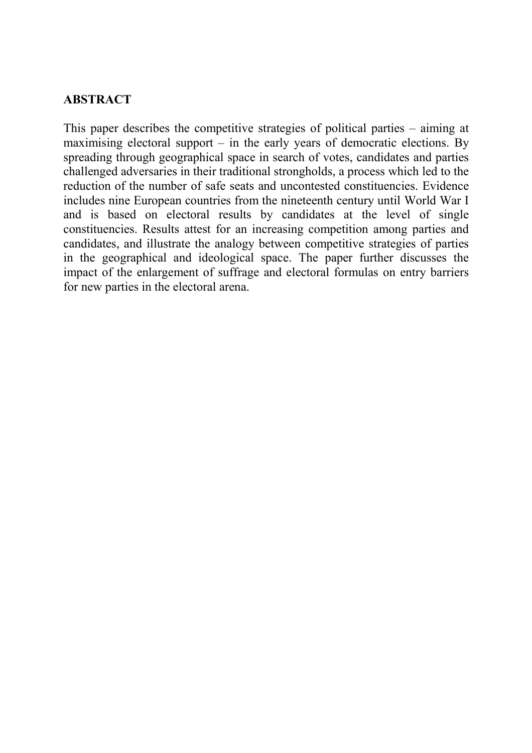## ABSTRACT

This paper describes the competitive strategies of political parties – aiming at maximising electoral support – in the early years of democratic elections. By spreading through geographical space in search of votes, candidates and parties challenged adversaries in their traditional strongholds, a process which led to the reduction of the number of safe seats and uncontested constituencies. Evidence includes nine European countries from the nineteenth century until World War I and is based on electoral results by candidates at the level of single constituencies. Results attest for an increasing competition among parties and candidates, and illustrate the analogy between competitive strategies of parties in the geographical and ideological space. The paper further discusses the impact of the enlargement of suffrage and electoral formulas on entry barriers for new parties in the electoral arena.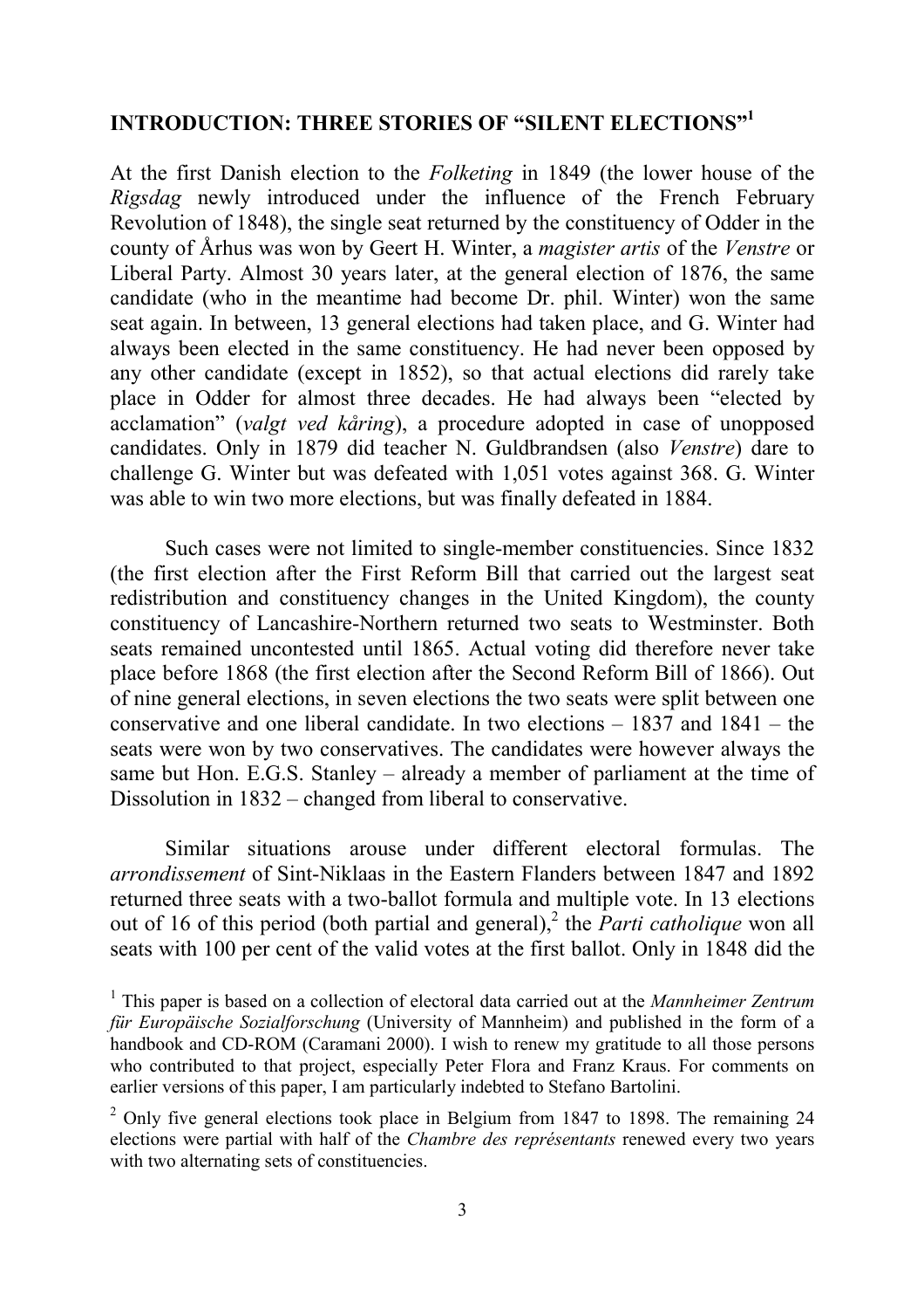## INTRODUCTION: THREE STORIES OF "SILENT ELECTIONS"[1]

At the first Danish election to the *Folketing* in 1849 (the lower house of the *Rigsdag* newly introduced under the influence of the French February Revolution of 1848), the single seat returned by the constituency of Odder in the county of Århus was won by Geert H. Winter, a *magister artis* of the *Venstre* or Liberal Party. Almost 30 years later, at the general election of 1876, the same candidate (who in the meantime had become Dr. phil. Winter) won the same seat again. In between, 13 general elections had taken place, and G. Winter had always been elected in the same constituency. He had never been opposed by any other candidate (except in 1852), so that actual elections did rarely take place in Odder for almost three decades. He had always been "elected by acclamation" (*valgt ved kåring*), a procedure adopted in case of unopposed candidates. Only in 1879 did teacher N. Guldbrandsen (also *Venstre*) dare to challenge G. Winter but was defeated with 1,051 votes against 368. G. Winter was able to win two more elections, but was finally defeated in 1884.

Such cases were not limited to single-member constituencies. Since 1832 (the first election after the First Reform Bill that carried out the largest seat redistribution and constituency changes in the United Kingdom), the county constituency of Lancashire-Northern returned two seats to Westminster. Both seats remained uncontested until 1865. Actual voting did therefore never take place before 1868 (the first election after the Second Reform Bill of 1866). Out of nine general elections, in seven elections the two seats were split between one conservative and one liberal candidate. In two elections – 1837 and 1841 – the seats were won by two conservatives. The candidates were however always the same but Hon. E.G.S. Stanley – already a member of parliament at the time of Dissolution in 1832 – changed from liberal to conservative.

Similar situations arouse under different electoral formulas. The *arrondissement* of Sint-Niklaas in the Eastern Flanders between 1847 and 1892 returned three seats with a two-ballot formula and multiple vote. In 13 elections out of 16 of this period (both partial and general),[2] the *Parti catholique* won all seats with 100 per cent of the valid votes at the first ballot. Only in 1848 did the

[1] This paper is based on a collection of electoral data carried out at the *Mannheimer Zentrum für Europäische Sozialforschung* (University of Mannheim) and published in the form of a handbook and CD-ROM (Caramani 2000). I wish to renew my gratitude to all those persons who contributed to that project, especially Peter Flora and Franz Kraus. For comments on earlier versions of this paper, I am particularly indebted to Stefano Bartolini.

[2] Only five general elections took place in Belgium from 1847 to 1898. The remaining 24 elections were partial with half of the *Chambre des représentants* renewed every two years with two alternating sets of constituencies.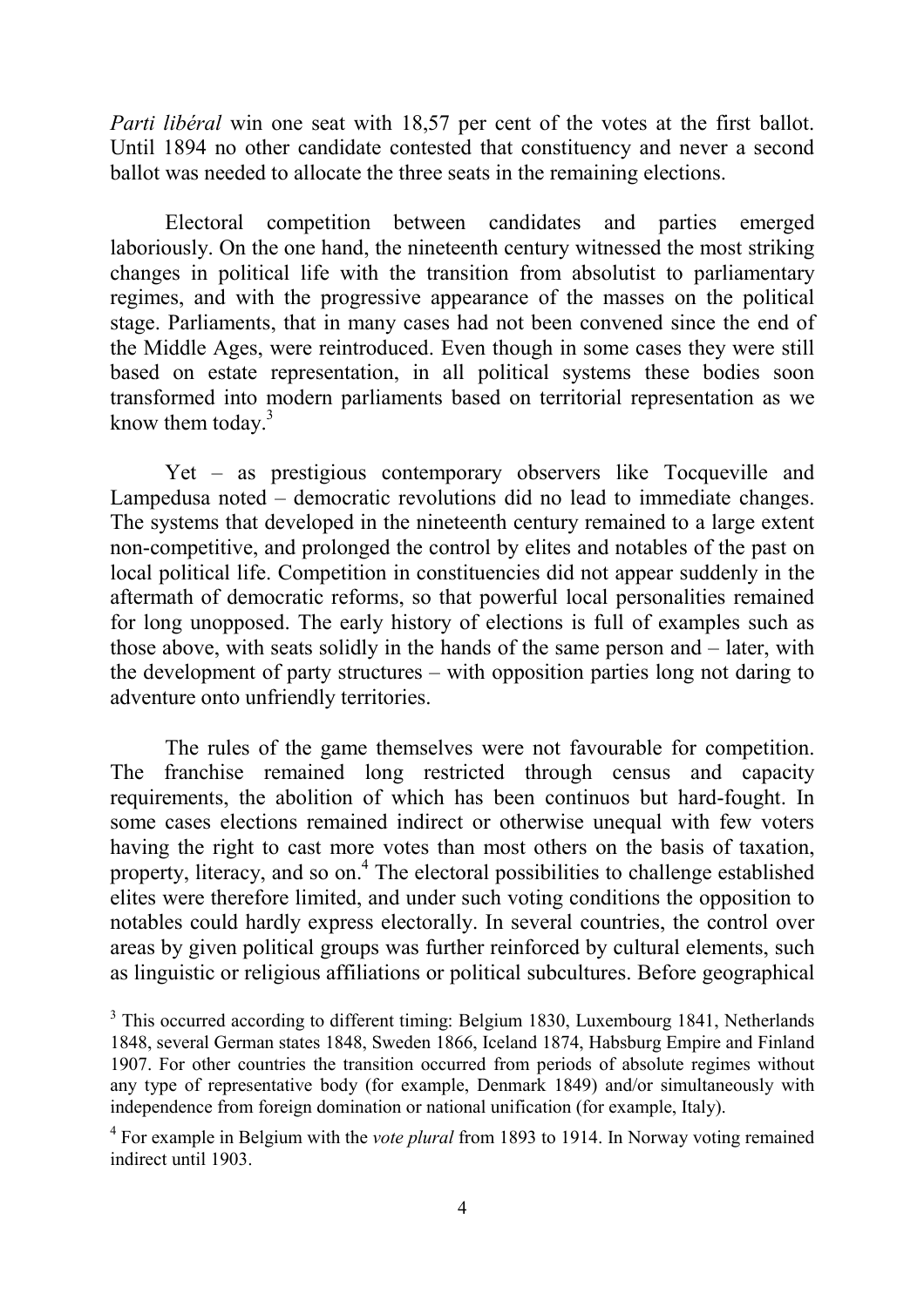*Parti libéral* win one seat with 18,57 per cent of the votes at the first ballot. Until 1894 no other candidate contested that constituency and never a second ballot was needed to allocate the three seats in the remaining elections.

Electoral competition between candidates and parties emerged laboriously. On the one hand, the nineteenth century witnessed the most striking changes in political life with the transition from absolutist to parliamentary regimes, and with the progressive appearance of the masses on the political stage. Parliaments, that in many cases had not been convened since the end of the Middle Ages, were reintroduced. Even though in some cases they were still based on estate representation, in all political systems these bodies soon transformed into modern parliaments based on territorial representation as we know them today.[3]

Yet – as prestigious contemporary observers like Tocqueville and Lampedusa noted – democratic revolutions did no lead to immediate changes. The systems that developed in the nineteenth century remained to a large extent non-competitive, and prolonged the control by elites and notables of the past on local political life. Competition in constituencies did not appear suddenly in the aftermath of democratic reforms, so that powerful local personalities remained for long unopposed. The early history of elections is full of examples such as those above, with seats solidly in the hands of the same person and – later, with the development of party structures – with opposition parties long not daring to adventure onto unfriendly territories.

The rules of the game themselves were not favourable for competition. The franchise remained long restricted through census and capacity requirements, the abolition of which has been continuos but hard-fought. In some cases elections remained indirect or otherwise unequal with few voters having the right to cast more votes than most others on the basis of taxation, property, literacy, and so on.[4] The electoral possibilities to challenge established elites were therefore limited, and under such voting conditions the opposition to notables could hardly express electorally. In several countries, the control over areas by given political groups was further reinforced by cultural elements, such as linguistic or religious affiliations or political subcultures. Before geographical

[3] This occurred according to different timing: Belgium 1830, Luxembourg 1841, Netherlands 1848, several German states 1848, Sweden 1866, Iceland 1874, Habsburg Empire and Finland 1907. For other countries the transition occurred from periods of absolute regimes without any type of representative body (for example, Denmark 1849) and/or simultaneously with independence from foreign domination or national unification (for example, Italy).

[4] For example in Belgium with the *vote plural* from 1893 to 1914. In Norway voting remained indirect until 1903.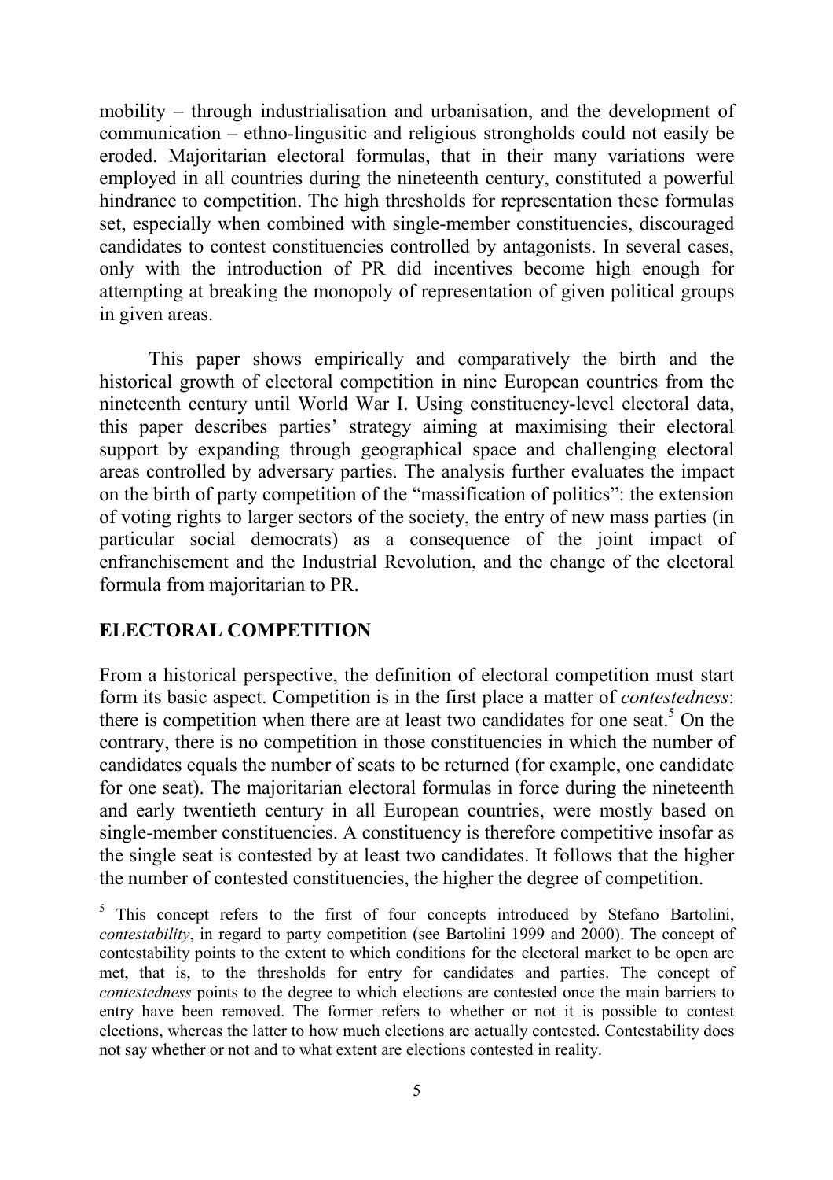mobility – through industrialisation and urbanisation, and the development of communication – ethno-lingusitic and religious strongholds could not easily be eroded. Majoritarian electoral formulas, that in their many variations were employed in all countries during the nineteenth century, constituted a powerful hindrance to competition. The high thresholds for representation these formulas set, especially when combined with single-member constituencies, discouraged candidates to contest constituencies controlled by antagonists. In several cases, only with the introduction of PR did incentives become high enough for attempting at breaking the monopoly of representation of given political groups in given areas.

This paper shows empirically and comparatively the birth and the historical growth of electoral competition in nine European countries from the nineteenth century until World War I. Using constituency-level electoral data, this paper describes parties' strategy aiming at maximising their electoral support by expanding through geographical space and challenging electoral areas controlled by adversary parties. The analysis further evaluates the impact on the birth of party competition of the "massification of politics": the extension of voting rights to larger sectors of the society, the entry of new mass parties (in particular social democrats) as a consequence of the joint impact of enfranchisement and the Industrial Revolution, and the change of the electoral formula from majoritarian to PR.

## ELECTORAL COMPETITION

From a historical perspective, the definition of electoral competition must start form its basic aspect. Competition is in the first place a matter of *contestedness*: there is competition when there are at least two candidates for one seat.[5] On the contrary, there is no competition in those constituencies in which the number of candidates equals the number of seats to be returned (for example, one candidate for one seat). The majoritarian electoral formulas in force during the nineteenth and early twentieth century in all European countries, were mostly based on single-member constituencies. A constituency is therefore competitive insofar as the single seat is contested by at least two candidates. It follows that the higher the number of contested constituencies, the higher the degree of competition.

[5] This concept refers to the first of four concepts introduced by Stefano Bartolini, *contestability*, in regard to party competition (see Bartolini 1999 and 2000). The concept of contestability points to the extent to which conditions for the electoral market to be open are met, that is, to the thresholds for entry for candidates and parties. The concept of *contestedness* points to the degree to which elections are contested once the main barriers to entry have been removed. The former refers to whether or not it is possible to contest elections, whereas the latter to how much elections are actually contested. Contestability does not say whether or not and to what extent are elections contested in reality.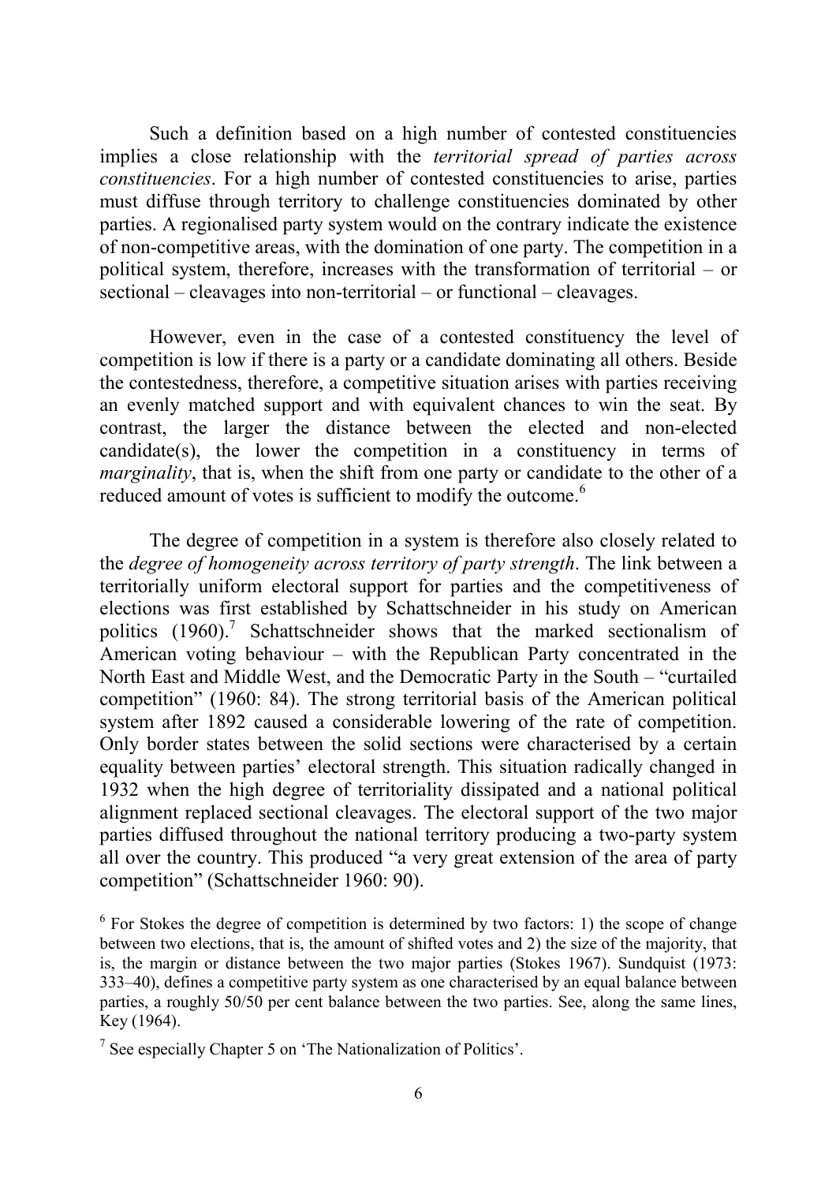Such a definition based on a high number of contested constituencies implies a close relationship with the *territorial spread of parties across constituencies*. For a high number of contested constituencies to arise, parties must diffuse through territory to challenge constituencies dominated by other parties. A regionalised party system would on the contrary indicate the existence of non-competitive areas, with the domination of one party. The competition in a political system, therefore, increases with the transformation of territorial – or sectional – cleavages into non-territorial – or functional – cleavages.

However, even in the case of a contested constituency the level of competition is low if there is a party or a candidate dominating all others. Beside the contestedness, therefore, a competitive situation arises with parties receiving an evenly matched support and with equivalent chances to win the seat. By contrast, the larger the distance between the elected and non-elected candidate(s), the lower the competition in a constituency in terms of *marginality*, that is, when the shift from one party or candidate to the other of a reduced amount of votes is sufficient to modify the outcome.[6]

The degree of competition in a system is therefore also closely related to the *degree of homogeneity across territory of party strength*. The link between a territorially uniform electoral support for parties and the competitiveness of elections was first established by Schattschneider in his study on American politics (1960).[7] Schattschneider shows that the marked sectionalism of American voting behaviour – with the Republican Party concentrated in the North East and Middle West, and the Democratic Party in the South – "curtailed competition" (1960: 84). The strong territorial basis of the American political system after 1892 caused a considerable lowering of the rate of competition. Only border states between the solid sections were characterised by a certain equality between parties' electoral strength. This situation radically changed in 1932 when the high degree of territoriality dissipated and a national political alignment replaced sectional cleavages. The electoral support of the two major parties diffused throughout the national territory producing a two-party system all over the country. This produced "a very great extension of the area of party competition" (Schattschneider 1960: 90).

[6] For Stokes the degree of competition is determined by two factors: 1) the scope of change between two elections, that is, the amount of shifted votes and 2) the size of the majority, that is, the margin or distance between the two major parties (Stokes 1967). Sundquist (1973: 333–40), defines a competitive party system as one characterised by an equal balance between parties, a roughly 50/50 per cent balance between the two parties. See, along the same lines, Key (1964).

[7] See especially Chapter 5 on 'The Nationalization of Politics'.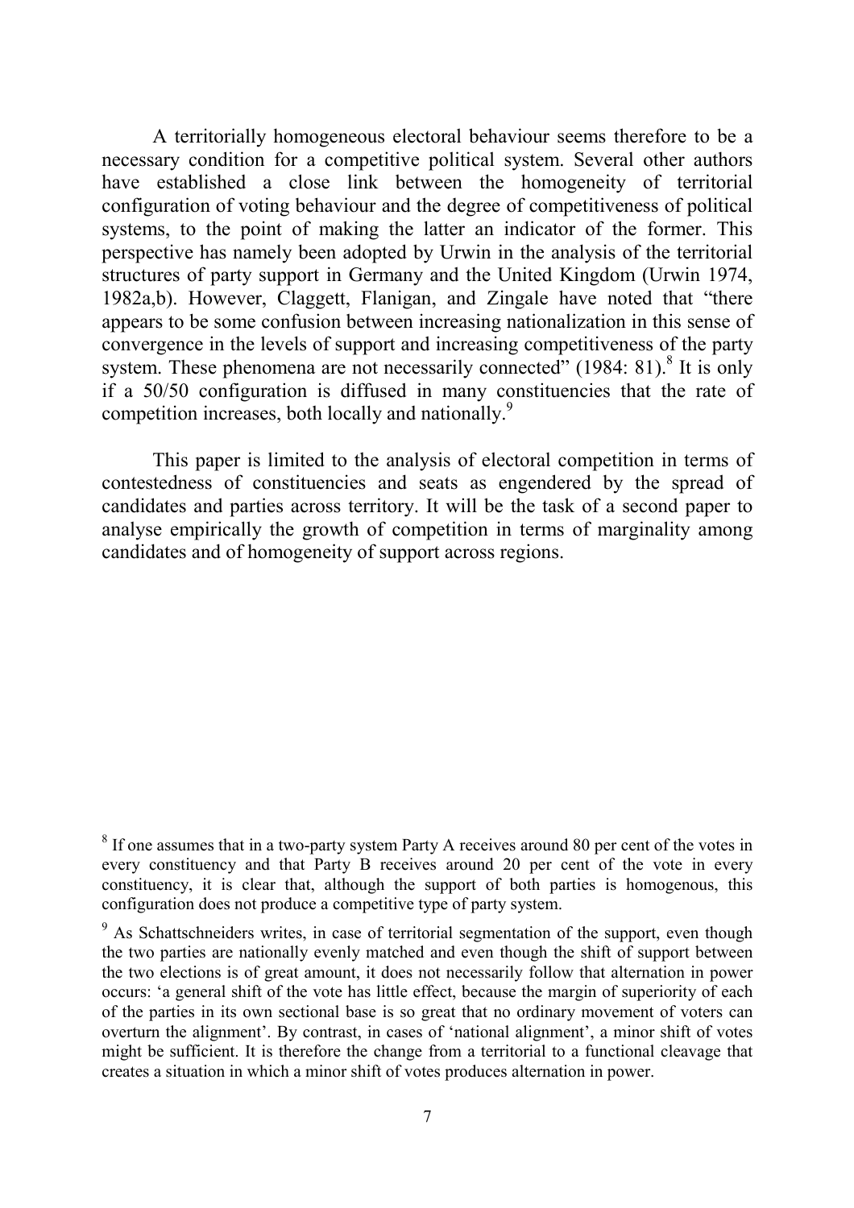A territorially homogeneous electoral behaviour seems therefore to be a necessary condition for a competitive political system. Several other authors have established a close link between the homogeneity of territorial configuration of voting behaviour and the degree of competitiveness of political systems, to the point of making the latter an indicator of the former. This perspective has namely been adopted by Urwin in the analysis of the territorial structures of party support in Germany and the United Kingdom (Urwin 1974, 1982a,b). However, Claggett, Flanigan, and Zingale have noted that "there appears to be some confusion between increasing nationalization in this sense of convergence in the levels of support and increasing competitiveness of the party system. These phenomena are not necessarily connected" (1984: 81).[8] It is only if a 50/50 configuration is diffused in many constituencies that the rate of competition increases, both locally and nationally.[9]

This paper is limited to the analysis of electoral competition in terms of contestedness of constituencies and seats as engendered by the spread of candidates and parties across territory. It will be the task of a second paper to analyse empirically the growth of competition in terms of marginality among candidates and of homogeneity of support across regions.

[8] If one assumes that in a two-party system Party A receives around 80 per cent of the votes in every constituency and that Party B receives around 20 per cent of the vote in every constituency, it is clear that, although the support of both parties is homogenous, this configuration does not produce a competitive type of party system.

[9] As Schattschneiders writes, in case of territorial segmentation of the support, even though the two parties are nationally evenly matched and even though the shift of support between the two elections is of great amount, it does not necessarily follow that alternation in power occurs: 'a general shift of the vote has little effect, because the margin of superiority of each of the parties in its own sectional base is so great that no ordinary movement of voters can overturn the alignment'. By contrast, in cases of 'national alignment', a minor shift of votes might be sufficient. It is therefore the change from a territorial to a functional cleavage that creates a situation in which a minor shift of votes produces alternation in power.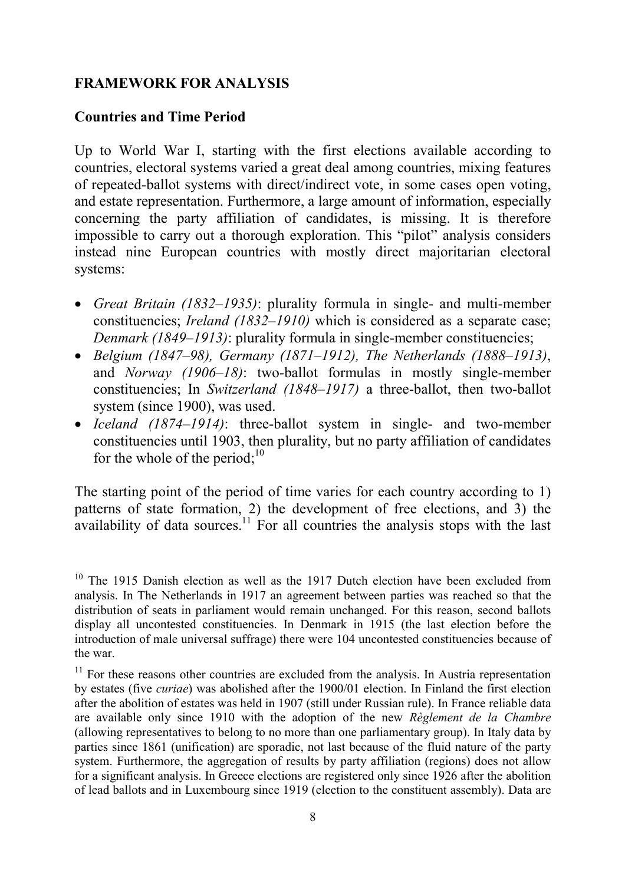## FRAMEWORK FOR ANALYSIS

### Countries and Time Period

Up to World War I, starting with the first elections available according to countries, electoral systems varied a great deal among countries, mixing features of repeated-ballot systems with direct/indirect vote, in some cases open voting, and estate representation. Furthermore, a large amount of information, especially concerning the party affiliation of candidates, is missing. It is therefore impossible to carry out a thorough exploration. This "pilot" analysis considers instead nine European countries with mostly direct majoritarian electoral systems:

- *Great Britain (1832–1935)*: plurality formula in single- and multi-member constituencies; *Ireland (1832–1910)* which is considered as a separate case; *Denmark (1849–1913)*: plurality formula in single-member constituencies;
- *Belgium (1847–98), Germany (1871–1912), The Netherlands (1888–1913)*, and *Norway (1906–18)*: two-ballot formulas in mostly single-member constituencies; In *Switzerland (1848–1917)* a three-ballot, then two-ballot system (since 1900), was used.
- *Iceland (1874–1914)*: three-ballot system in single- and two-member constituencies until 1903, then plurality, but no party affiliation of candidates for the whole of the period;[10]

The starting point of the period of time varies for each country according to 1) patterns of state formation, 2) the development of free elections, and 3) the availability of data sources.[11] For all countries the analysis stops with the last

[10] The 1915 Danish election as well as the 1917 Dutch election have been excluded from analysis. In The Netherlands in 1917 an agreement between parties was reached so that the distribution of seats in parliament would remain unchanged. For this reason, second ballots display all uncontested constituencies. In Denmark in 1915 (the last election before the introduction of male universal suffrage) there were 104 uncontested constituencies because of the war.

[11] For these reasons other countries are excluded from the analysis. In Austria representation by estates (five *curiae*) was abolished after the 1900/01 election. In Finland the first election after the abolition of estates was held in 1907 (still under Russian rule). In France reliable data are available only since 1910 with the adoption of the new *Règlement de la Chambre* (allowing representatives to belong to no more than one parliamentary group). In Italy data by parties since 1861 (unification) are sporadic, not last because of the fluid nature of the party system. Furthermore, the aggregation of results by party affiliation (regions) does not allow for a significant analysis. In Greece elections are registered only since 1926 after the abolition of lead ballots and in Luxembourg since 1919 (election to the constituent assembly). Data are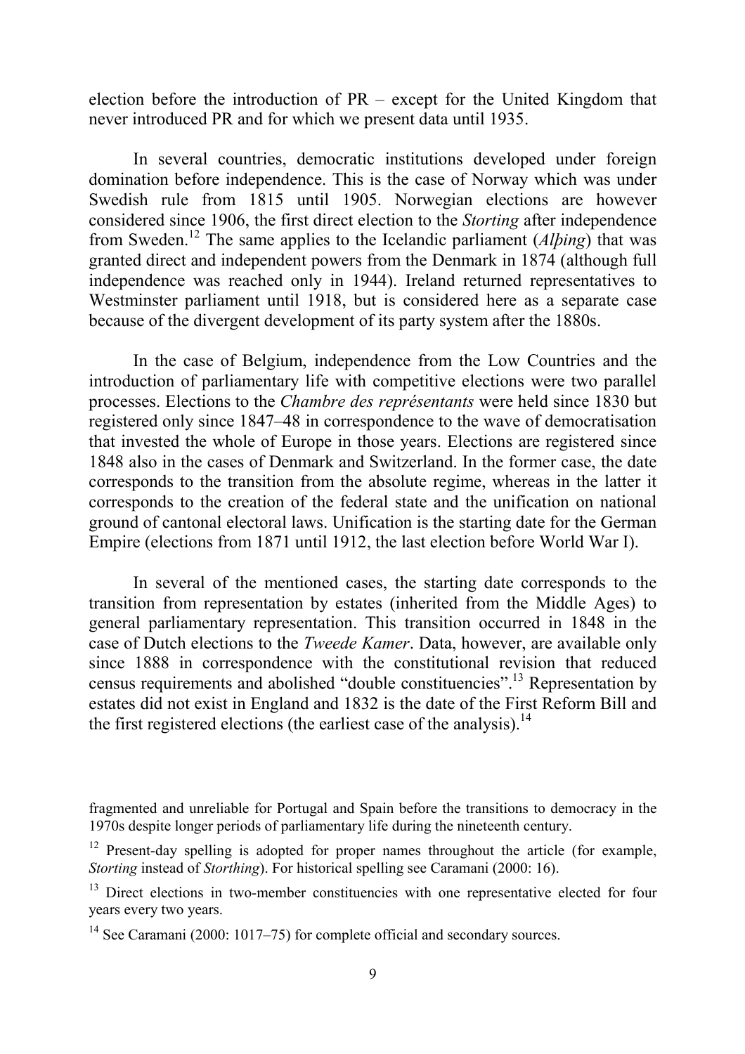election before the introduction of PR – except for the United Kingdom that never introduced PR and for which we present data until 1935.

In several countries, democratic institutions developed under foreign domination before independence. This is the case of Norway which was under Swedish rule from 1815 until 1905. Norwegian elections are however considered since 1906, the first direct election to the *Storting* after independence from Sweden.[12] The same applies to the Icelandic parliament (*Alþing*) that was granted direct and independent powers from the Denmark in 1874 (although full independence was reached only in 1944). Ireland returned representatives to Westminster parliament until 1918, but is considered here as a separate case because of the divergent development of its party system after the 1880s.

In the case of Belgium, independence from the Low Countries and the introduction of parliamentary life with competitive elections were two parallel processes. Elections to the *Chambre des représentants* were held since 1830 but registered only since 1847–48 in correspondence to the wave of democratisation that invested the whole of Europe in those years. Elections are registered since 1848 also in the cases of Denmark and Switzerland. In the former case, the date corresponds to the transition from the absolute regime, whereas in the latter it corresponds to the creation of the federal state and the unification on national ground of cantonal electoral laws. Unification is the starting date for the German Empire (elections from 1871 until 1912, the last election before World War I).

In several of the mentioned cases, the starting date corresponds to the transition from representation by estates (inherited from the Middle Ages) to general parliamentary representation. This transition occurred in 1848 in the case of Dutch elections to the *Tweede Kamer*. Data, however, are available only since 1888 in correspondence with the constitutional revision that reduced census requirements and abolished "double constituencies".[13] Representation by estates did not exist in England and 1832 is the date of the First Reform Bill and the first registered elections (the earliest case of the analysis).[14]

---

fragmented and unreliable for Portugal and Spain before the transitions to democracy in the 1970s despite longer periods of parliamentary life during the nineteenth century.

[12] Present-day spelling is adopted for proper names throughout the article (for example, *Storting* instead of *Storthing*). For historical spelling see Caramani (2000: 16).

[13] Direct elections in two-member constituencies with one representative elected for four years every two years.

[14] See Caramani (2000: 1017–75) for complete official and secondary sources.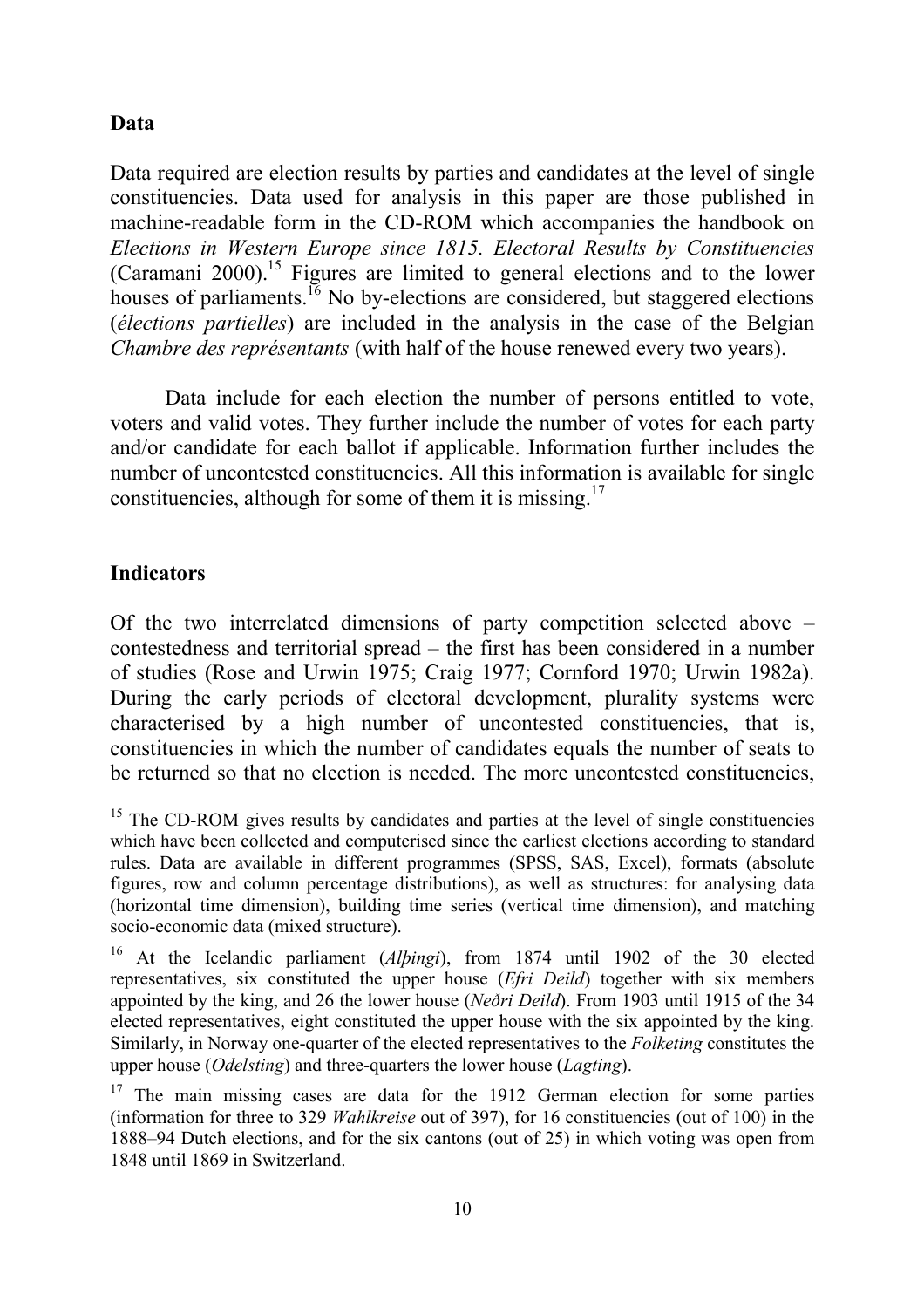## Data

Data required are election results by parties and candidates at the level of single constituencies. Data used for analysis in this paper are those published in machine-readable form in the CD-ROM which accompanies the handbook on *Elections in Western Europe since 1815. Electoral Results by Constituencies* (Caramani 2000).[15] Figures are limited to general elections and to the lower houses of parliaments.[16] No by-elections are considered, but staggered elections (*élections partielles*) are included in the analysis in the case of the Belgian *Chambre des représentants* (with half of the house renewed every two years).

Data include for each election the number of persons entitled to vote, voters and valid votes. They further include the number of votes for each party and/or candidate for each ballot if applicable. Information further includes the number of uncontested constituencies. All this information is available for single constituencies, although for some of them it is missing.[17]

## Indicators

Of the two interrelated dimensions of party competition selected above – contestedness and territorial spread – the first has been considered in a number of studies (Rose and Urwin 1975; Craig 1977; Cornford 1970; Urwin 1982a). During the early periods of electoral development, plurality systems were characterised by a high number of uncontested constituencies, that is, constituencies in which the number of candidates equals the number of seats to be returned so that no election is needed. The more uncontested constituencies,

[15] The CD-ROM gives results by candidates and parties at the level of single constituencies which have been collected and computerised since the earliest elections according to standard rules. Data are available in different programmes (SPSS, SAS, Excel), formats (absolute figures, row and column percentage distributions), as well as structures: for analysing data (horizontal time dimension), building time series (vertical time dimension), and matching socio-economic data (mixed structure).

[16] At the Icelandic parliament (*Alþingi*), from 1874 until 1902 of the 30 elected representatives, six constituted the upper house (*Efri Deild*) together with six members appointed by the king, and 26 the lower house (*Neðri Deild*). From 1903 until 1915 of the 34 elected representatives, eight constituted the upper house with the six appointed by the king. Similarly, in Norway one-quarter of the elected representatives to the *Folketing* constitutes the upper house (*Odelsting*) and three-quarters the lower house (*Lagting*).

[17] The main missing cases are data for the 1912 German election for some parties (information for three to 329 *Wahlkreise* out of 397), for 16 constituencies (out of 100) in the 1888–94 Dutch elections, and for the six cantons (out of 25) in which voting was open from 1848 until 1869 in Switzerland.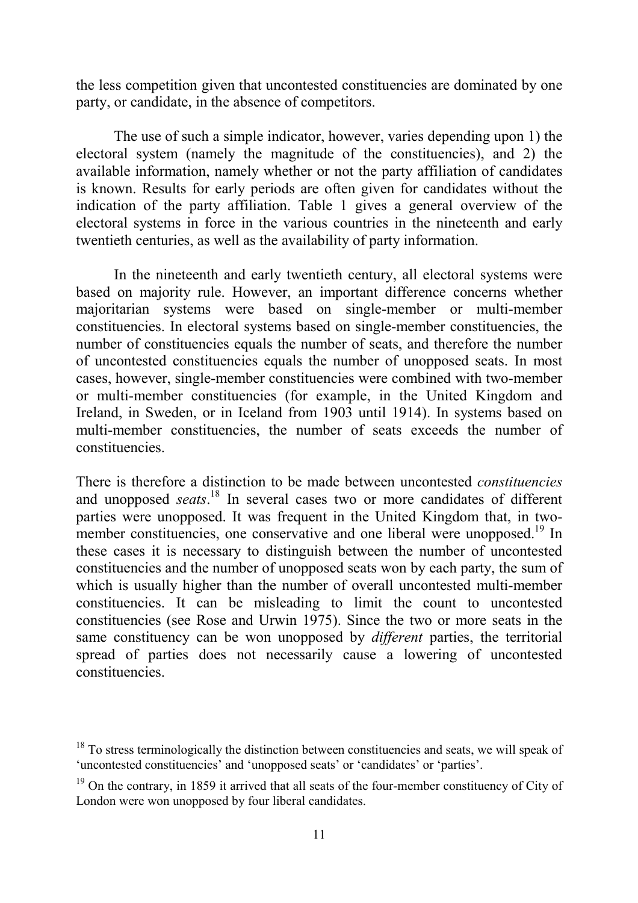the less competition given that uncontested constituencies are dominated by one party, or candidate, in the absence of competitors.

The use of such a simple indicator, however, varies depending upon 1) the electoral system (namely the magnitude of the constituencies), and 2) the available information, namely whether or not the party affiliation of candidates is known. Results for early periods are often given for candidates without the indication of the party affiliation. Table 1 gives a general overview of the electoral systems in force in the various countries in the nineteenth and early twentieth centuries, as well as the availability of party information.

In the nineteenth and early twentieth century, all electoral systems were based on majority rule. However, an important difference concerns whether majoritarian systems were based on single-member or multi-member constituencies. In electoral systems based on single-member constituencies, the number of constituencies equals the number of seats, and therefore the number of uncontested constituencies equals the number of unopposed seats. In most cases, however, single-member constituencies were combined with two-member or multi-member constituencies (for example, in the United Kingdom and Ireland, in Sweden, or in Iceland from 1903 until 1914). In systems based on multi-member constituencies, the number of seats exceeds the number of constituencies.

There is therefore a distinction to be made between uncontested *constituencies* and unopposed *seats*.[18] In several cases two or more candidates of different parties were unopposed. It was frequent in the United Kingdom that, in two-member constituencies, one conservative and one liberal were unopposed.[19] In these cases it is necessary to distinguish between the number of uncontested constituencies and the number of unopposed seats won by each party, the sum of which is usually higher than the number of overall uncontested multi-member constituencies. It can be misleading to limit the count to uncontested constituencies (see Rose and Urwin 1975). Since the two or more seats in the same constituency can be won unopposed by *different* parties, the territorial spread of parties does not necessarily cause a lowering of uncontested constituencies.

[18] To stress terminologically the distinction between constituencies and seats, we will speak of 'uncontested constituencies' and 'unopposed seats' or 'candidates' or 'parties'.

[19] On the contrary, in 1859 it arrived that all seats of the four-member constituency of City of London were won unopposed by four liberal candidates.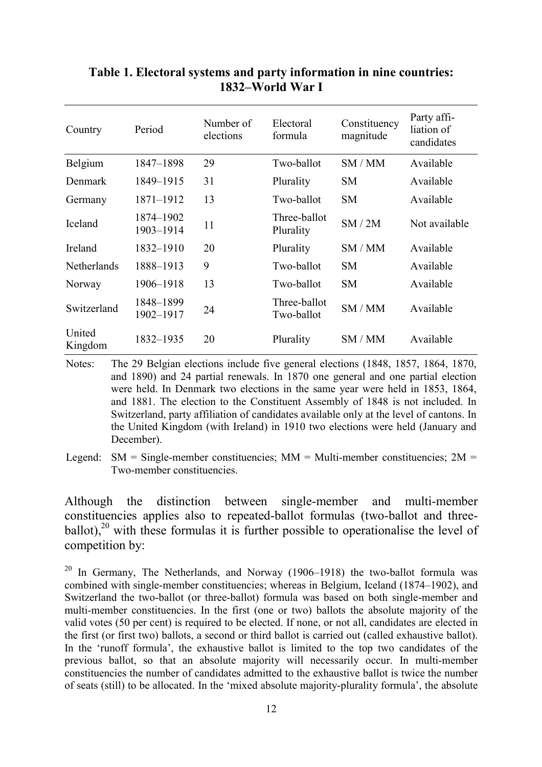**Table 1. Electoral systems and party information in nine countries: 1832–World War I**

| Country | Period | Number of elections | Electoral formula | Constituency magnitude | Party affiliation of candidates |
|---|---|---|---|---|---|
| Belgium | 1847–1898 | 29 | Two-ballot | SM / MM | Available |
| Denmark | 1849–1915 | 31 | Plurality | SM | Available |
| Germany | 1871–1912 | 13 | Two-ballot | SM | Available |
| Iceland | 1874–1902<br>1903–1914 | 11 | Three-ballot<br>Plurality | SM / 2M | Not available |
| Ireland | 1832–1910 | 20 | Plurality | SM / MM | Available |
| Netherlands | 1888–1913 | 9 | Two-ballot | SM | Available |
| Norway | 1906–1918 | 13 | Two-ballot | SM | Available |
| Switzerland | 1848–1899<br>1902–1917 | 24 | Three-ballot<br>Two-ballot | SM / MM | Available |
| United Kingdom | 1832–1935 | 20 | Plurality | SM / MM | Available |

Notes: The 29 Belgian elections include five general elections (1848, 1857, 1864, 1870, and 1890) and 24 partial renewals. In 1870 one general and one partial election were held. In Denmark two elections in the same year were held in 1853, 1864, and 1881. The election to the Constituent Assembly of 1848 is not included. In Switzerland, party affiliation of candidates available only at the level of cantons. In the United Kingdom (with Ireland) in 1910 two elections were held (January and December).

Legend: SM = Single-member constituencies; MM = Multi-member constituencies; 2M = Two-member constituencies.

Although the distinction between single-member and multi-member constituencies applies also to repeated-ballot formulas (two-ballot and three-ballot),[20] with these formulas it is further possible to operationalise the level of competition by:

[20] In Germany, The Netherlands, and Norway (1906–1918) the two-ballot formula was combined with single-member constituencies; whereas in Belgium, Iceland (1874–1902), and Switzerland the two-ballot (or three-ballot) formula was based on both single-member and multi-member constituencies. In the first (one or two) ballots the absolute majority of the valid votes (50 per cent) is required to be elected. If none, or not all, candidates are elected in the first (or first two) ballots, a second or third ballot is carried out (called exhaustive ballot). In the 'runoff formula', the exhaustive ballot is limited to the top two candidates of the previous ballot, so that an absolute majority will necessarily occur. In multi-member constituencies the number of candidates admitted to the exhaustive ballot is twice the number of seats (still) to be allocated. In the 'mixed absolute majority-plurality formula', the absolute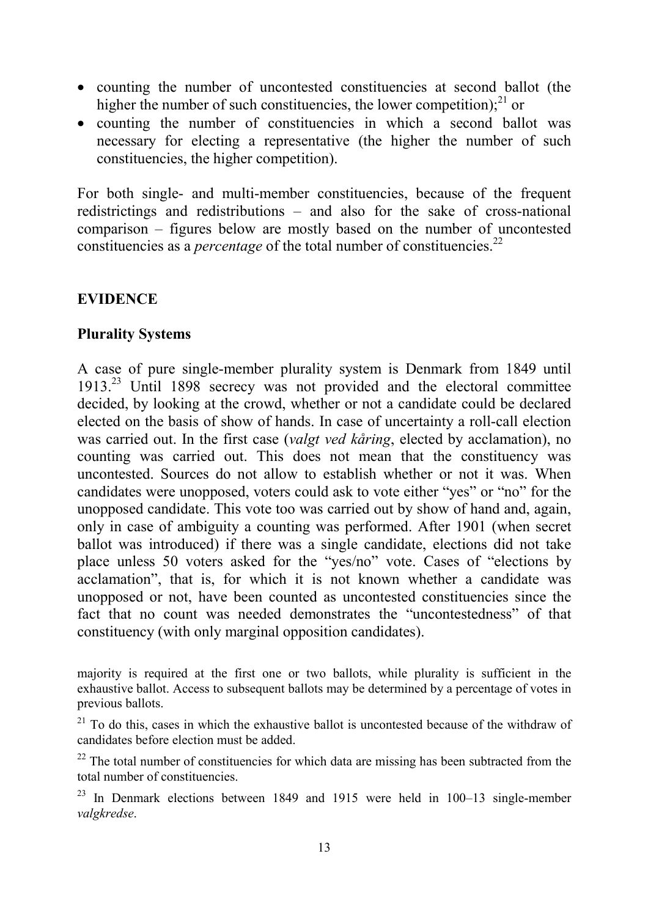- counting the number of uncontested constituencies at second ballot (the higher the number of such constituencies, the lower competition);[21] or
- counting the number of constituencies in which a second ballot was necessary for electing a representative (the higher the number of such constituencies, the higher competition).

For both single- and multi-member constituencies, because of the frequent redistrictings and redistributions – and also for the sake of cross-national comparison – figures below are mostly based on the number of uncontested constituencies as a *percentage* of the total number of constituencies.[22]

## EVIDENCE

### Plurality Systems

A case of pure single-member plurality system is Denmark from 1849 until 1913.[23] Until 1898 secrecy was not provided and the electoral committee decided, by looking at the crowd, whether or not a candidate could be declared elected on the basis of show of hands. In case of uncertainty a roll-call election was carried out. In the first case (*valgt ved kåring*, elected by acclamation), no counting was carried out. This does not mean that the constituency was uncontested. Sources do not allow to establish whether or not it was. When candidates were unopposed, voters could ask to vote either "yes" or "no" for the unopposed candidate. This vote too was carried out by show of hand and, again, only in case of ambiguity a counting was performed. After 1901 (when secret ballot was introduced) if there was a single candidate, elections did not take place unless 50 voters asked for the "yes/no" vote. Cases of "elections by acclamation", that is, for which it is not known whether a candidate was unopposed or not, have been counted as uncontested constituencies since the fact that no count was needed demonstrates the "uncontestedness" of that constituency (with only marginal opposition candidates).

majority is required at the first one or two ballots, while plurality is sufficient in the exhaustive ballot. Access to subsequent ballots may be determined by a percentage of votes in previous ballots.

[21] To do this, cases in which the exhaustive ballot is uncontested because of the withdraw of candidates before election must be added.

[22] The total number of constituencies for which data are missing has been subtracted from the total number of constituencies.

[23] In Denmark elections between 1849 and 1915 were held in 100–13 single-member *valgkredse*.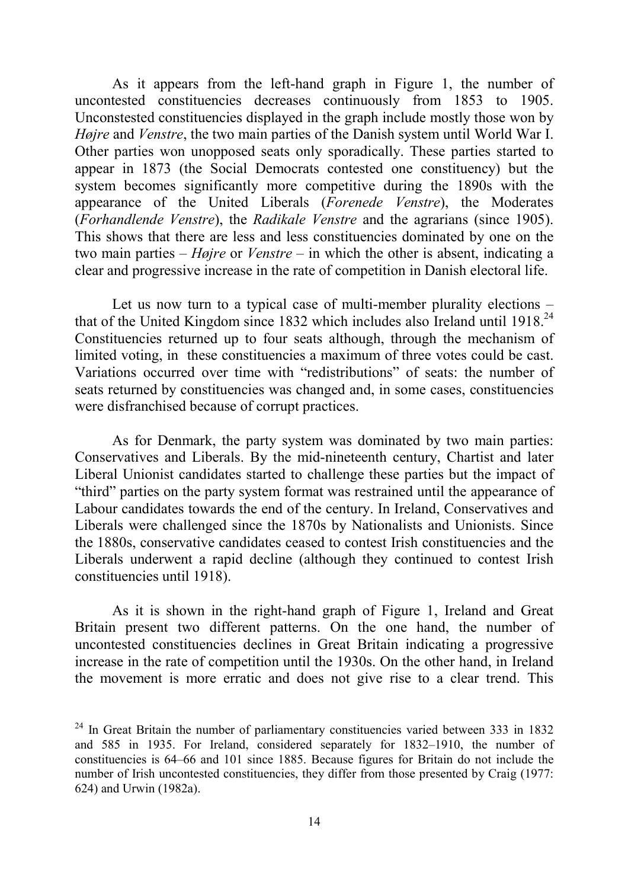As it appears from the left-hand graph in Figure 1, the number of uncontested constituencies decreases continuously from 1853 to 1905. Unconstested constituencies displayed in the graph include mostly those won by *Højre* and *Venstre*, the two main parties of the Danish system until World War I. Other parties won unopposed seats only sporadically. These parties started to appear in 1873 (the Social Democrats contested one constituency) but the system becomes significantly more competitive during the 1890s with the appearance of the United Liberals (*Forenede Venstre*), the Moderates (*Forhandlende Venstre*), the *Radikale Venstre* and the agrarians (since 1905). This shows that there are less and less constituencies dominated by one on the two main parties – *Højre* or *Venstre* – in which the other is absent, indicating a clear and progressive increase in the rate of competition in Danish electoral life.

Let us now turn to a typical case of multi-member plurality elections – that of the United Kingdom since 1832 which includes also Ireland until 1918.[24] Constituencies returned up to four seats although, through the mechanism of limited voting, in these constituencies a maximum of three votes could be cast. Variations occurred over time with "redistributions" of seats: the number of seats returned by constituencies was changed and, in some cases, constituencies were disfranchised because of corrupt practices.

As for Denmark, the party system was dominated by two main parties: Conservatives and Liberals. By the mid-nineteenth century, Chartist and later Liberal Unionist candidates started to challenge these parties but the impact of "third" parties on the party system format was restrained until the appearance of Labour candidates towards the end of the century. In Ireland, Conservatives and Liberals were challenged since the 1870s by Nationalists and Unionists. Since the 1880s, conservative candidates ceased to contest Irish constituencies and the Liberals underwent a rapid decline (although they continued to contest Irish constituencies until 1918).

As it is shown in the right-hand graph of Figure 1, Ireland and Great Britain present two different patterns. On the one hand, the number of uncontested constituencies declines in Great Britain indicating a progressive increase in the rate of competition until the 1930s. On the other hand, in Ireland the movement is more erratic and does not give rise to a clear trend. This

[24] In Great Britain the number of parliamentary constituencies varied between 333 in 1832 and 585 in 1935. For Ireland, considered separately for 1832–1910, the number of constituencies is 64–66 and 101 since 1885. Because figures for Britain do not include the number of Irish uncontested constituencies, they differ from those presented by Craig (1977: 624) and Urwin (1982a).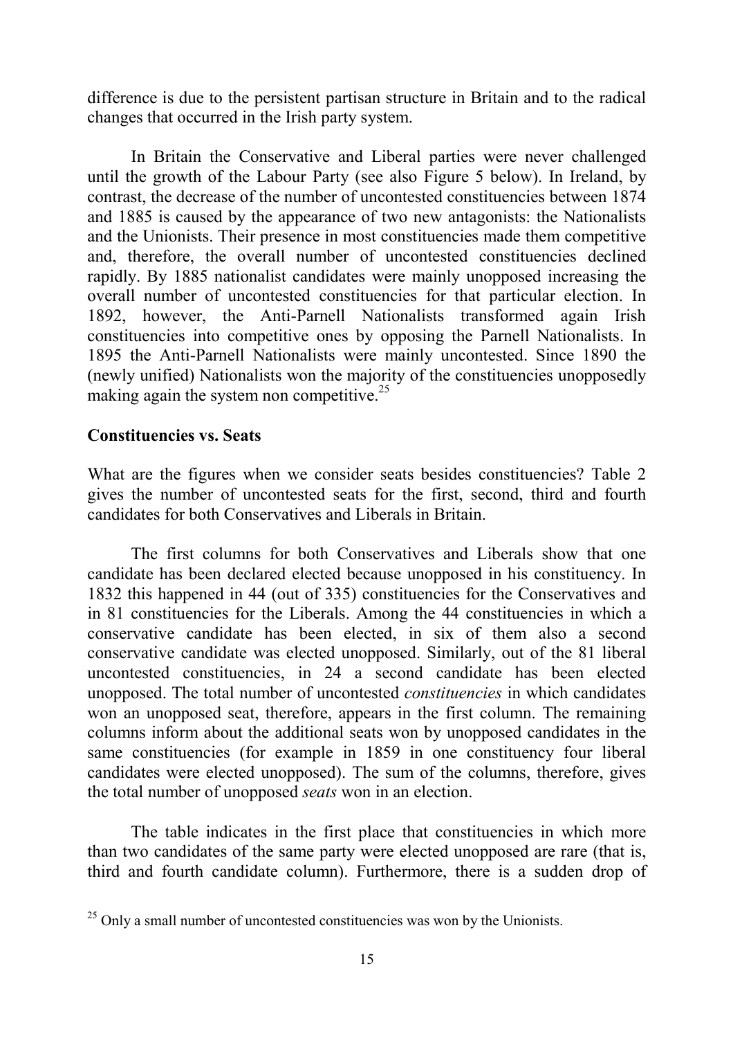difference is due to the persistent partisan structure in Britain and to the radical changes that occurred in the Irish party system.

In Britain the Conservative and Liberal parties were never challenged until the growth of the Labour Party (see also Figure 5 below). In Ireland, by contrast, the decrease of the number of uncontested constituencies between 1874 and 1885 is caused by the appearance of two new antagonists: the Nationalists and the Unionists. Their presence in most constituencies made them competitive and, therefore, the overall number of uncontested constituencies declined rapidly. By 1885 nationalist candidates were mainly unopposed increasing the overall number of uncontested constituencies for that particular election. In 1892, however, the Anti-Parnell Nationalists transformed again Irish constituencies into competitive ones by opposing the Parnell Nationalists. In 1895 the Anti-Parnell Nationalists were mainly uncontested. Since 1890 the (newly unified) Nationalists won the majority of the constituencies unopposedly making again the system non competitive.[25]

**Constituencies vs. Seats**

What are the figures when we consider seats besides constituencies? Table 2 gives the number of uncontested seats for the first, second, third and fourth candidates for both Conservatives and Liberals in Britain.

The first columns for both Conservatives and Liberals show that one candidate has been declared elected because unopposed in his constituency. In 1832 this happened in 44 (out of 335) constituencies for the Conservatives and in 81 constituencies for the Liberals. Among the 44 constituencies in which a conservative candidate has been elected, in six of them also a second conservative candidate was elected unopposed. Similarly, out of the 81 liberal uncontested constituencies, in 24 a second candidate has been elected unopposed. The total number of uncontested *constituencies* in which candidates won an unopposed seat, therefore, appears in the first column. The remaining columns inform about the additional seats won by unopposed candidates in the same constituencies (for example in 1859 in one constituency four liberal candidates were elected unopposed). The sum of the columns, therefore, gives the total number of unopposed *seats* won in an election.

The table indicates in the first place that constituencies in which more than two candidates of the same party were elected unopposed are rare (that is, third and fourth candidate column). Furthermore, there is a sudden drop of

[25] Only a small number of uncontested constituencies was won by the Unionists.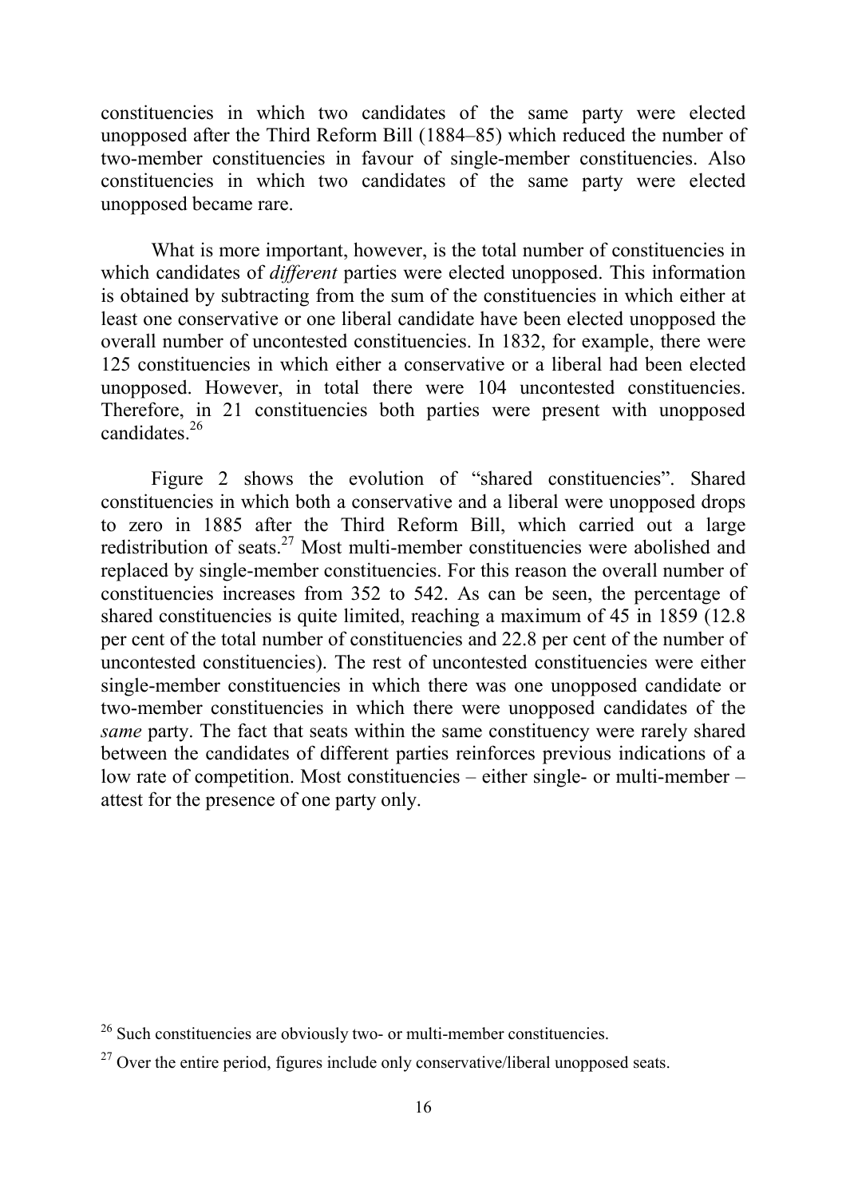constituencies in which two candidates of the same party were elected unopposed after the Third Reform Bill (1884–85) which reduced the number of two-member constituencies in favour of single-member constituencies. Also constituencies in which two candidates of the same party were elected unopposed became rare.

What is more important, however, is the total number of constituencies in which candidates of *different* parties were elected unopposed. This information is obtained by subtracting from the sum of the constituencies in which either at least one conservative or one liberal candidate have been elected unopposed the overall number of uncontested constituencies. In 1832, for example, there were 125 constituencies in which either a conservative or a liberal had been elected unopposed. However, in total there were 104 uncontested constituencies. Therefore, in 21 constituencies both parties were present with unopposed candidates.[26]

Figure 2 shows the evolution of "shared constituencies". Shared constituencies in which both a conservative and a liberal were unopposed drops to zero in 1885 after the Third Reform Bill, which carried out a large redistribution of seats.[27] Most multi-member constituencies were abolished and replaced by single-member constituencies. For this reason the overall number of constituencies increases from 352 to 542. As can be seen, the percentage of shared constituencies is quite limited, reaching a maximum of 45 in 1859 (12.8 per cent of the total number of constituencies and 22.8 per cent of the number of uncontested constituencies). The rest of uncontested constituencies were either single-member constituencies in which there was one unopposed candidate or two-member constituencies in which there were unopposed candidates of the *same* party. The fact that seats within the same constituency were rarely shared between the candidates of different parties reinforces previous indications of a low rate of competition. Most constituencies – either single- or multi-member – attest for the presence of one party only.

[26] Such constituencies are obviously two- or multi-member constituencies.

[27] Over the entire period, figures include only conservative/liberal unopposed seats.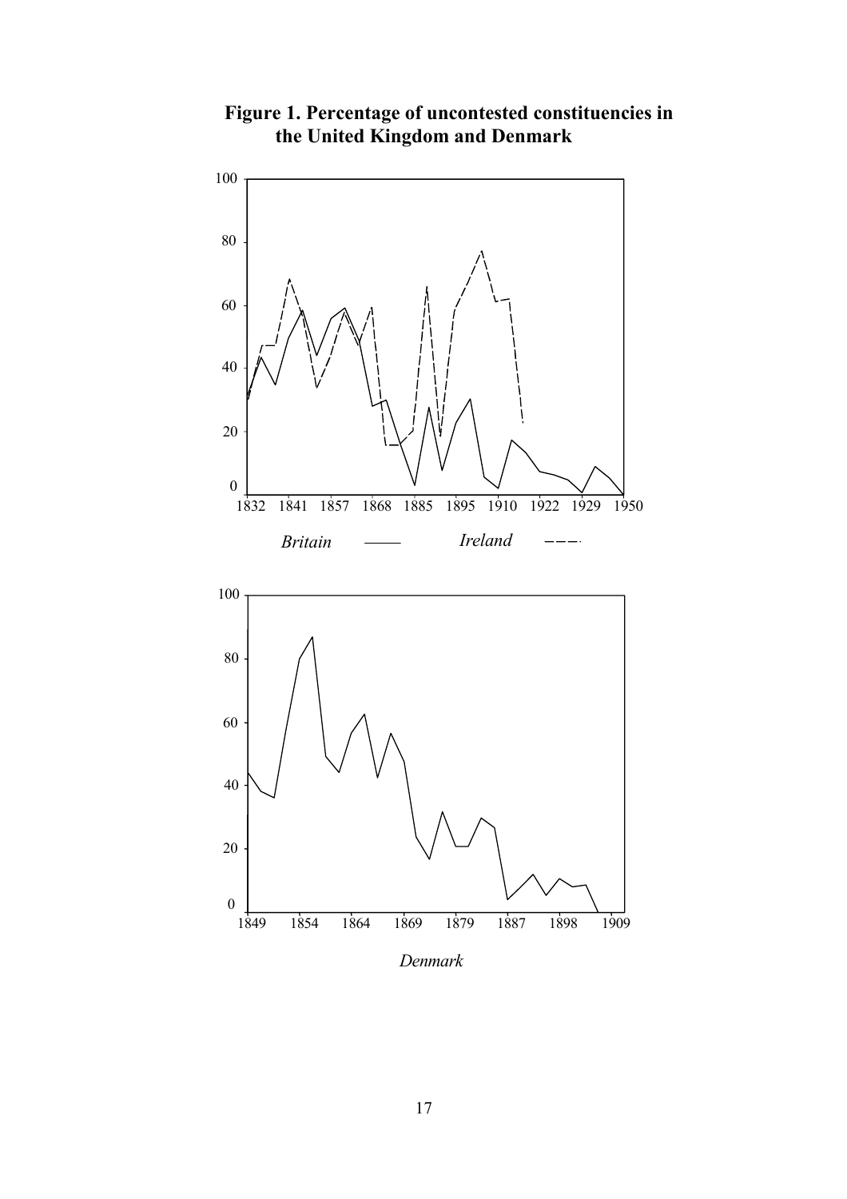**Figure 1. Percentage of uncontested constituencies in the United Kingdom and Denmark**

*Britain* ——— *Ireland* - - -

*Denmark*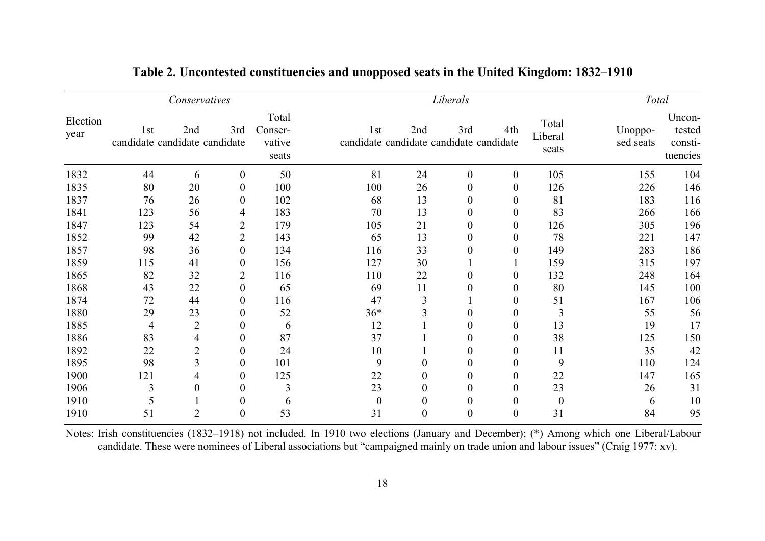**Table 2. Uncontested constituencies and unopposed seats in the United Kingdom: 1832–1910**

| | *Conservatives* | | | | *Liberals* | | | | | *Total* | |
|---|---|---|---|---|---|---|---|---|---|---|---|
| Election year | 1st candidate | 2nd candidate | 3rd candidate | Total Conser-vative seats | 1st candidate | 2nd candidate | 3rd candidate | 4th candidate | Total Liberal seats | Unoppo-sed seats | Uncon-tested consti-tuencies |
| 1832 | 44 | 6 | 0 | 50 | 81 | 24 | 0 | 0 | 105 | 155 | 104 |
| 1835 | 80 | 20 | 0 | 100 | 100 | 26 | 0 | 0 | 126 | 226 | 146 |
| 1837 | 76 | 26 | 0 | 102 | 68 | 13 | 0 | 0 | 81 | 183 | 116 |
| 1841 | 123 | 56 | 4 | 183 | 70 | 13 | 0 | 0 | 83 | 266 | 166 |
| 1847 | 123 | 54 | 2 | 179 | 105 | 21 | 0 | 0 | 126 | 305 | 196 |
| 1852 | 99 | 42 | 2 | 143 | 65 | 13 | 0 | 0 | 78 | 221 | 147 |
| 1857 | 98 | 36 | 0 | 134 | 116 | 33 | 0 | 0 | 149 | 283 | 186 |
| 1859 | 115 | 41 | 0 | 156 | 127 | 30 | 1 | 1 | 159 | 315 | 197 |
| 1865 | 82 | 32 | 2 | 116 | 110 | 22 | 0 | 0 | 132 | 248 | 164 |
| 1868 | 43 | 22 | 0 | 65 | 69 | 11 | 0 | 0 | 80 | 145 | 100 |
| 1874 | 72 | 44 | 0 | 116 | 47 | 3 | 1 | 0 | 51 | 167 | 106 |
| 1880 | 29 | 23 | 0 | 52 | 36* | 3 | 0 | 0 | 3 | 55 | 56 |
| 1885 | 4 | 2 | 0 | 6 | 12 | 1 | 0 | 0 | 13 | 19 | 17 |
| 1886 | 83 | 4 | 0 | 87 | 37 | 1 | 0 | 0 | 38 | 125 | 150 |
| 1892 | 22 | 2 | 0 | 24 | 10 | 1 | 0 | 0 | 11 | 35 | 42 |
| 1895 | 98 | 3 | 0 | 101 | 9 | 0 | 0 | 0 | 9 | 110 | 124 |
| 1900 | 121 | 4 | 0 | 125 | 22 | 0 | 0 | 0 | 22 | 147 | 165 |
| 1906 | 3 | 0 | 0 | 3 | 23 | 0 | 0 | 0 | 23 | 26 | 31 |
| 1910 | 5 | 1 | 0 | 6 | 0 | 0 | 0 | 0 | 0 | 6 | 10 |
| 1910 | 51 | 2 | 0 | 53 | 31 | 0 | 0 | 0 | 31 | 84 | 95 |

Notes: Irish constituencies (1832–1918) not included. In 1910 two elections (January and December); (*) Among which one Liberal/Labour candidate. These were nominees of Liberal associations but "campaigned mainly on trade union and labour issues" (Craig 1977: xv).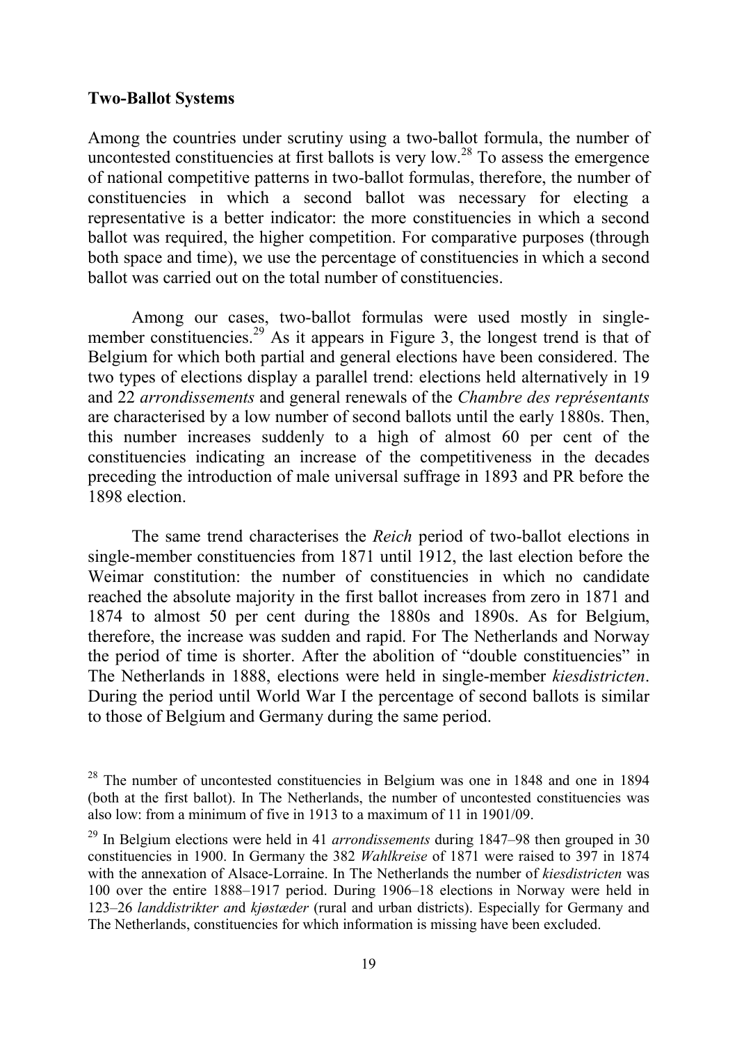**Two-Ballot Systems**

Among the countries under scrutiny using a two-ballot formula, the number of uncontested constituencies at first ballots is very low.[28] To assess the emergence of national competitive patterns in two-ballot formulas, therefore, the number of constituencies in which a second ballot was necessary for electing a representative is a better indicator: the more constituencies in which a second ballot was required, the higher competition. For comparative purposes (through both space and time), we use the percentage of constituencies in which a second ballot was carried out on the total number of constituencies.

Among our cases, two-ballot formulas were used mostly in single-member constituencies.[29] As it appears in Figure 3, the longest trend is that of Belgium for which both partial and general elections have been considered. The two types of elections display a parallel trend: elections held alternatively in 19 and 22 *arrondissements* and general renewals of the *Chambre des représentants* are characterised by a low number of second ballots until the early 1880s. Then, this number increases suddenly to a high of almost 60 per cent of the constituencies indicating an increase of the competitiveness in the decades preceding the introduction of male universal suffrage in 1893 and PR before the 1898 election.

The same trend characterises the *Reich* period of two-ballot elections in single-member constituencies from 1871 until 1912, the last election before the Weimar constitution: the number of constituencies in which no candidate reached the absolute majority in the first ballot increases from zero in 1871 and 1874 to almost 50 per cent during the 1880s and 1890s. As for Belgium, therefore, the increase was sudden and rapid. For The Netherlands and Norway the period of time is shorter. After the abolition of "double constituencies" in The Netherlands in 1888, elections were held in single-member *kiesdistricten*. During the period until World War I the percentage of second ballots is similar to those of Belgium and Germany during the same period.

[28] The number of uncontested constituencies in Belgium was one in 1848 and one in 1894 (both at the first ballot). In The Netherlands, the number of uncontested constituencies was also low: from a minimum of five in 1913 to a maximum of 11 in 1901/09.

[29] In Belgium elections were held in 41 *arrondissements* during 1847–98 then grouped in 30 constituencies in 1900. In Germany the 382 *Wahlkreise* of 1871 were raised to 397 in 1874 with the annexation of Alsace-Lorraine. In The Netherlands the number of *kiesdistricten* was 100 over the entire 1888–1917 period. During 1906–18 elections in Norway were held in 123–26 *landdistrikter an*d *kjøstæder* (rural and urban districts). Especially for Germany and The Netherlands, constituencies for which information is missing have been excluded.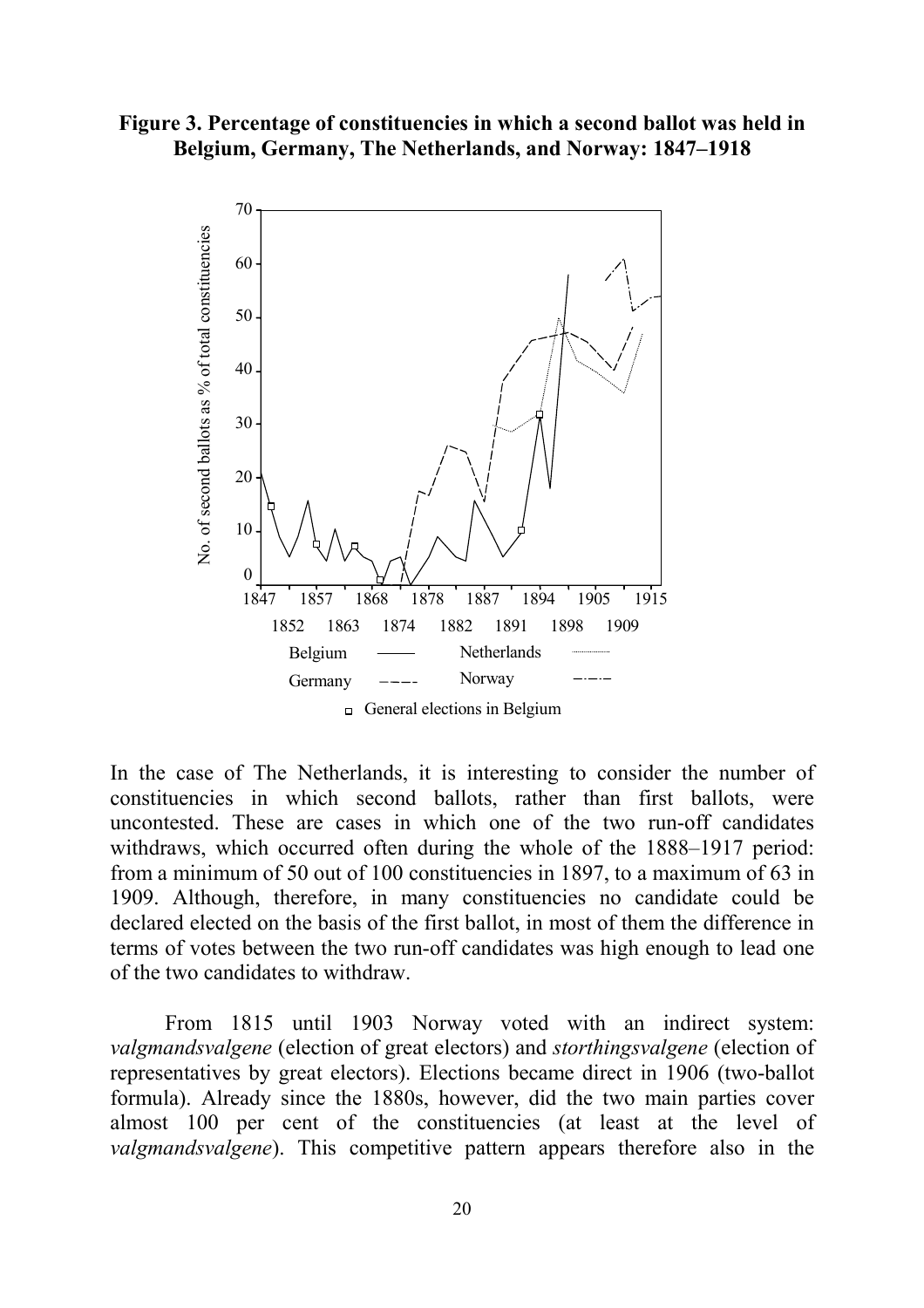**Figure 3. Percentage of constituencies in which a second ballot was held in Belgium, Germany, The Netherlands, and Norway: 1847–1918**

In the case of The Netherlands, it is interesting to consider the number of constituencies in which second ballots, rather than first ballots, were uncontested. These are cases in which one of the two run-off candidates withdraws, which occurred often during the whole of the 1888–1917 period: from a minimum of 50 out of 100 constituencies in 1897, to a maximum of 63 in 1909. Although, therefore, in many constituencies no candidate could be declared elected on the basis of the first ballot, in most of them the difference in terms of votes between the two run-off candidates was high enough to lead one of the two candidates to withdraw.

From 1815 until 1903 Norway voted with an indirect system: *valgmandsvalgene* (election of great electors) and *storthingsvalgene* (election of representatives by great electors). Elections became direct in 1906 (two-ballot formula). Already since the 1880s, however, did the two main parties cover almost 100 per cent of the constituencies (at least at the level of *valgmandsvalgene*). This competitive pattern appears therefore also in the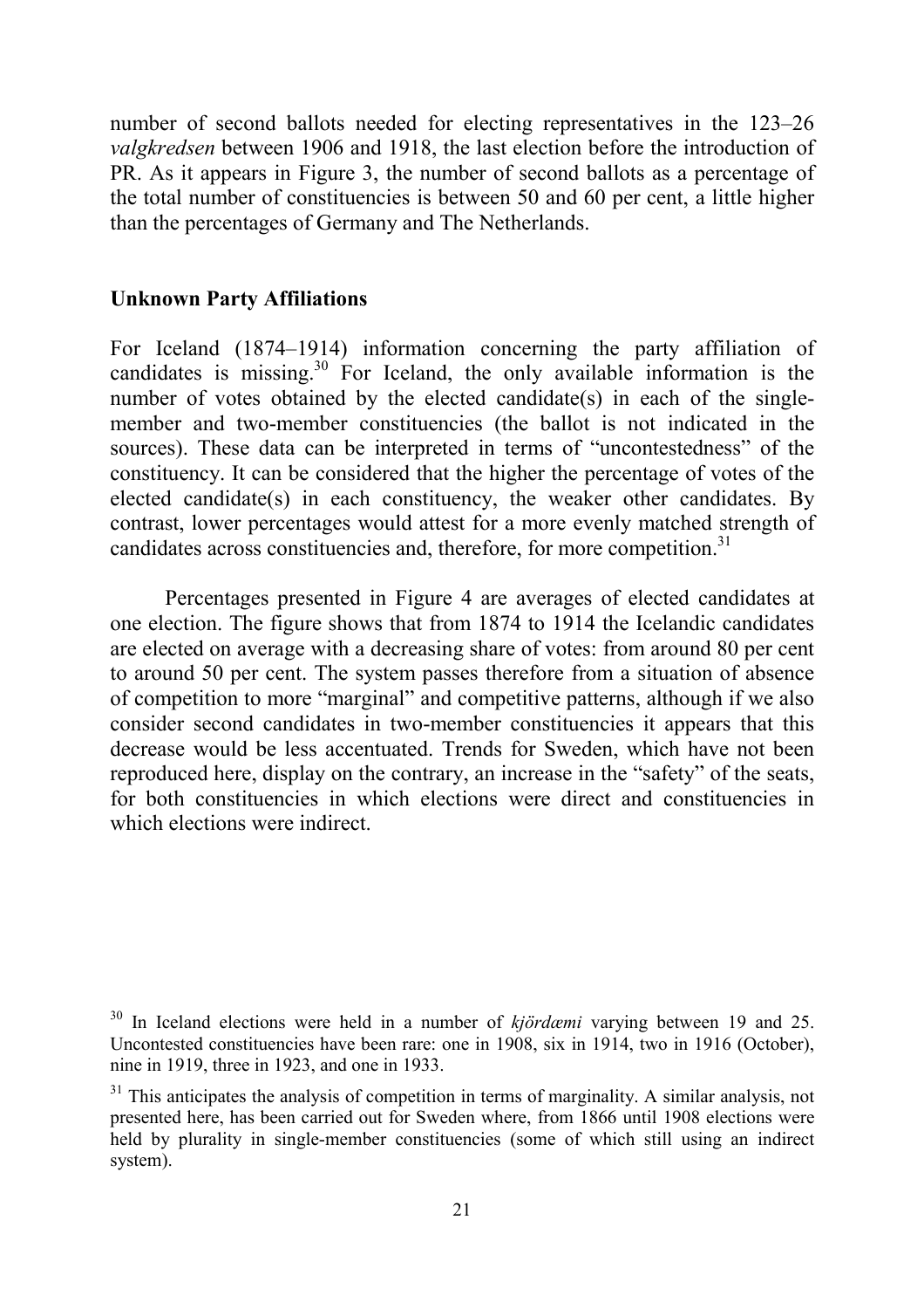number of second ballots needed for electing representatives in the 123–26 *valgkredsen* between 1906 and 1918, the last election before the introduction of PR. As it appears in Figure 3, the number of second ballots as a percentage of the total number of constituencies is between 50 and 60 per cent, a little higher than the percentages of Germany and The Netherlands.

## Unknown Party Affiliations

For Iceland (1874–1914) information concerning the party affiliation of candidates is missing.[30] For Iceland, the only available information is the number of votes obtained by the elected candidate(s) in each of the single-member and two-member constituencies (the ballot is not indicated in the sources). These data can be interpreted in terms of "uncontestedness" of the constituency. It can be considered that the higher the percentage of votes of the elected candidate(s) in each constituency, the weaker other candidates. By contrast, lower percentages would attest for a more evenly matched strength of candidates across constituencies and, therefore, for more competition.[31]

Percentages presented in Figure 4 are averages of elected candidates at one election. The figure shows that from 1874 to 1914 the Icelandic candidates are elected on average with a decreasing share of votes: from around 80 per cent to around 50 per cent. The system passes therefore from a situation of absence of competition to more "marginal" and competitive patterns, although if we also consider second candidates in two-member constituencies it appears that this decrease would be less accentuated. Trends for Sweden, which have not been reproduced here, display on the contrary, an increase in the "safety" of the seats, for both constituencies in which elections were direct and constituencies in which elections were indirect.

[30] In Iceland elections were held in a number of *kjördæmi* varying between 19 and 25. Uncontested constituencies have been rare: one in 1908, six in 1914, two in 1916 (October), nine in 1919, three in 1923, and one in 1933.

[31] This anticipates the analysis of competition in terms of marginality. A similar analysis, not presented here, has been carried out for Sweden where, from 1866 until 1908 elections were held by plurality in single-member constituencies (some of which still using an indirect system).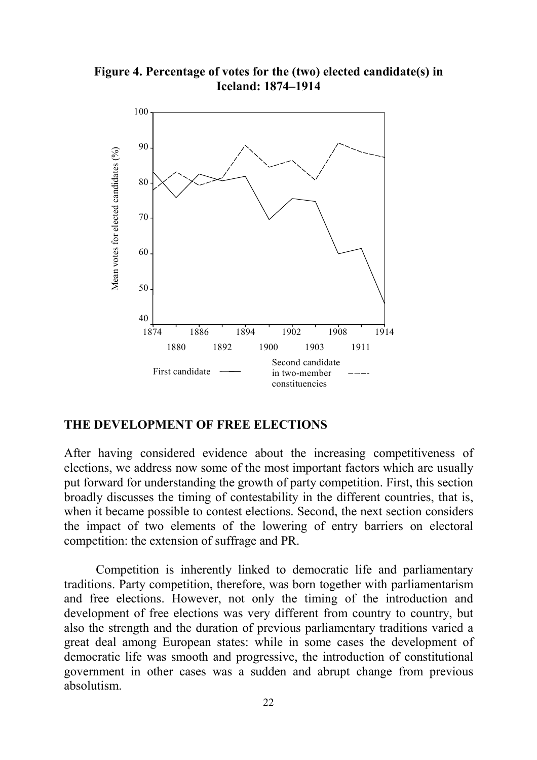**Figure 4. Percentage of votes for the (two) elected candidate(s) in Iceland: 1874–1914**

## THE DEVELOPMENT OF FREE ELECTIONS

After having considered evidence about the increasing competitiveness of elections, we address now some of the most important factors which are usually put forward for understanding the growth of party competition. First, this section broadly discusses the timing of contestability in the different countries, that is, when it became possible to contest elections. Second, the next section considers the impact of two elements of the lowering of entry barriers on electoral competition: the extension of suffrage and PR.

Competition is inherently linked to democratic life and parliamentary traditions. Party competition, therefore, was born together with parliamentarism and free elections. However, not only the timing of the introduction and development of free elections was very different from country to country, but also the strength and the duration of previous parliamentary traditions varied a great deal among European states: while in some cases the development of democratic life was smooth and progressive, the introduction of constitutional government in other cases was a sudden and abrupt change from previous absolutism.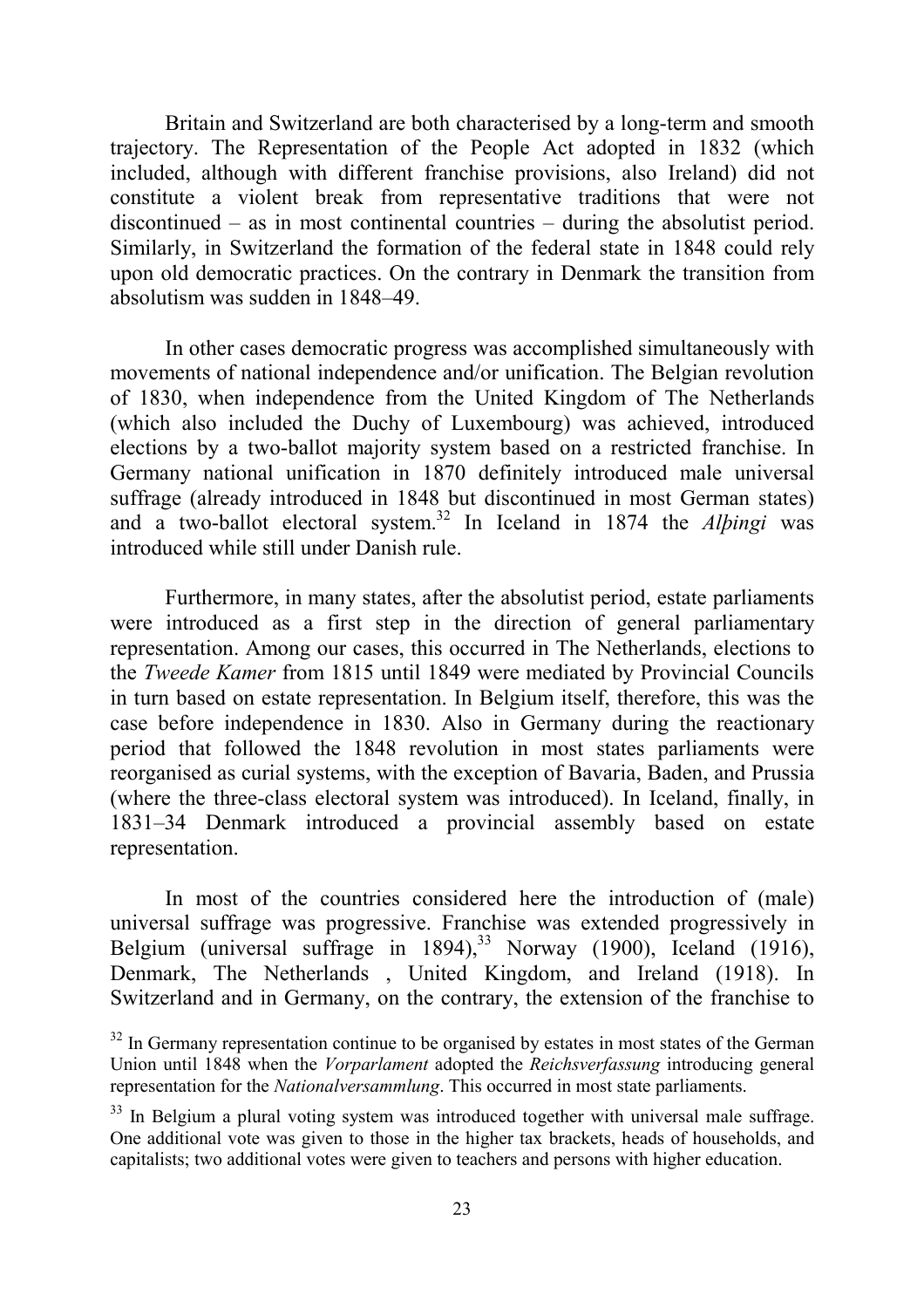Britain and Switzerland are both characterised by a long-term and smooth trajectory. The Representation of the People Act adopted in 1832 (which included, although with different franchise provisions, also Ireland) did not constitute a violent break from representative traditions that were not discontinued – as in most continental countries – during the absolutist period. Similarly, in Switzerland the formation of the federal state in 1848 could rely upon old democratic practices. On the contrary in Denmark the transition from absolutism was sudden in 1848–49.

In other cases democratic progress was accomplished simultaneously with movements of national independence and/or unification. The Belgian revolution of 1830, when independence from the United Kingdom of The Netherlands (which also included the Duchy of Luxembourg) was achieved, introduced elections by a two-ballot majority system based on a restricted franchise. In Germany national unification in 1870 definitely introduced male universal suffrage (already introduced in 1848 but discontinued in most German states) and a two-ballot electoral system.[32] In Iceland in 1874 the *Alþingi* was introduced while still under Danish rule.

Furthermore, in many states, after the absolutist period, estate parliaments were introduced as a first step in the direction of general parliamentary representation. Among our cases, this occurred in The Netherlands, elections to the *Tweede Kamer* from 1815 until 1849 were mediated by Provincial Councils in turn based on estate representation. In Belgium itself, therefore, this was the case before independence in 1830. Also in Germany during the reactionary period that followed the 1848 revolution in most states parliaments were reorganised as curial systems, with the exception of Bavaria, Baden, and Prussia (where the three-class electoral system was introduced). In Iceland, finally, in 1831–34 Denmark introduced a provincial assembly based on estate representation.

In most of the countries considered here the introduction of (male) universal suffrage was progressive. Franchise was extended progressively in Belgium (universal suffrage in 1894),[33] Norway (1900), Iceland (1916), Denmark, The Netherlands , United Kingdom, and Ireland (1918). In Switzerland and in Germany, on the contrary, the extension of the franchise to

[32] In Germany representation continue to be organised by estates in most states of the German Union until 1848 when the *Vorparlament* adopted the *Reichsverfassung* introducing general representation for the *Nationalversammlung*. This occurred in most state parliaments.

[33] In Belgium a plural voting system was introduced together with universal male suffrage. One additional vote was given to those in the higher tax brackets, heads of households, and capitalists; two additional votes were given to teachers and persons with higher education.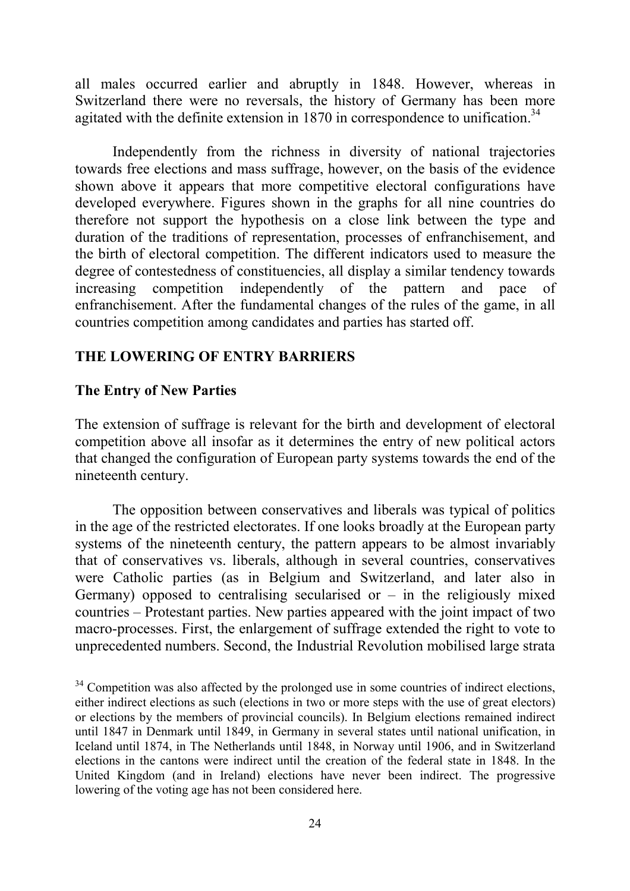all males occurred earlier and abruptly in 1848. However, whereas in Switzerland there were no reversals, the history of Germany has been more agitated with the definite extension in 1870 in correspondence to unification.[34]

Independently from the richness in diversity of national trajectories towards free elections and mass suffrage, however, on the basis of the evidence shown above it appears that more competitive electoral configurations have developed everywhere. Figures shown in the graphs for all nine countries do therefore not support the hypothesis on a close link between the type and duration of the traditions of representation, processes of enfranchisement, and the birth of electoral competition. The different indicators used to measure the degree of contestedness of constituencies, all display a similar tendency towards increasing competition independently of the pattern and pace of enfranchisement. After the fundamental changes of the rules of the game, in all countries competition among candidates and parties has started off.

## THE LOWERING OF ENTRY BARRIERS

### The Entry of New Parties

The extension of suffrage is relevant for the birth and development of electoral competition above all insofar as it determines the entry of new political actors that changed the configuration of European party systems towards the end of the nineteenth century.

The opposition between conservatives and liberals was typical of politics in the age of the restricted electorates. If one looks broadly at the European party systems of the nineteenth century, the pattern appears to be almost invariably that of conservatives vs. liberals, although in several countries, conservatives were Catholic parties (as in Belgium and Switzerland, and later also in Germany) opposed to centralising secularised or – in the religiously mixed countries – Protestant parties. New parties appeared with the joint impact of two macro-processes. First, the enlargement of suffrage extended the right to vote to unprecedented numbers. Second, the Industrial Revolution mobilised large strata

[34] Competition was also affected by the prolonged use in some countries of indirect elections, either indirect elections as such (elections in two or more steps with the use of great electors) or elections by the members of provincial councils). In Belgium elections remained indirect until 1847 in Denmark until 1849, in Germany in several states until national unification, in Iceland until 1874, in The Netherlands until 1848, in Norway until 1906, and in Switzerland elections in the cantons were indirect until the creation of the federal state in 1848. In the United Kingdom (and in Ireland) elections have never been indirect. The progressive lowering of the voting age has not been considered here.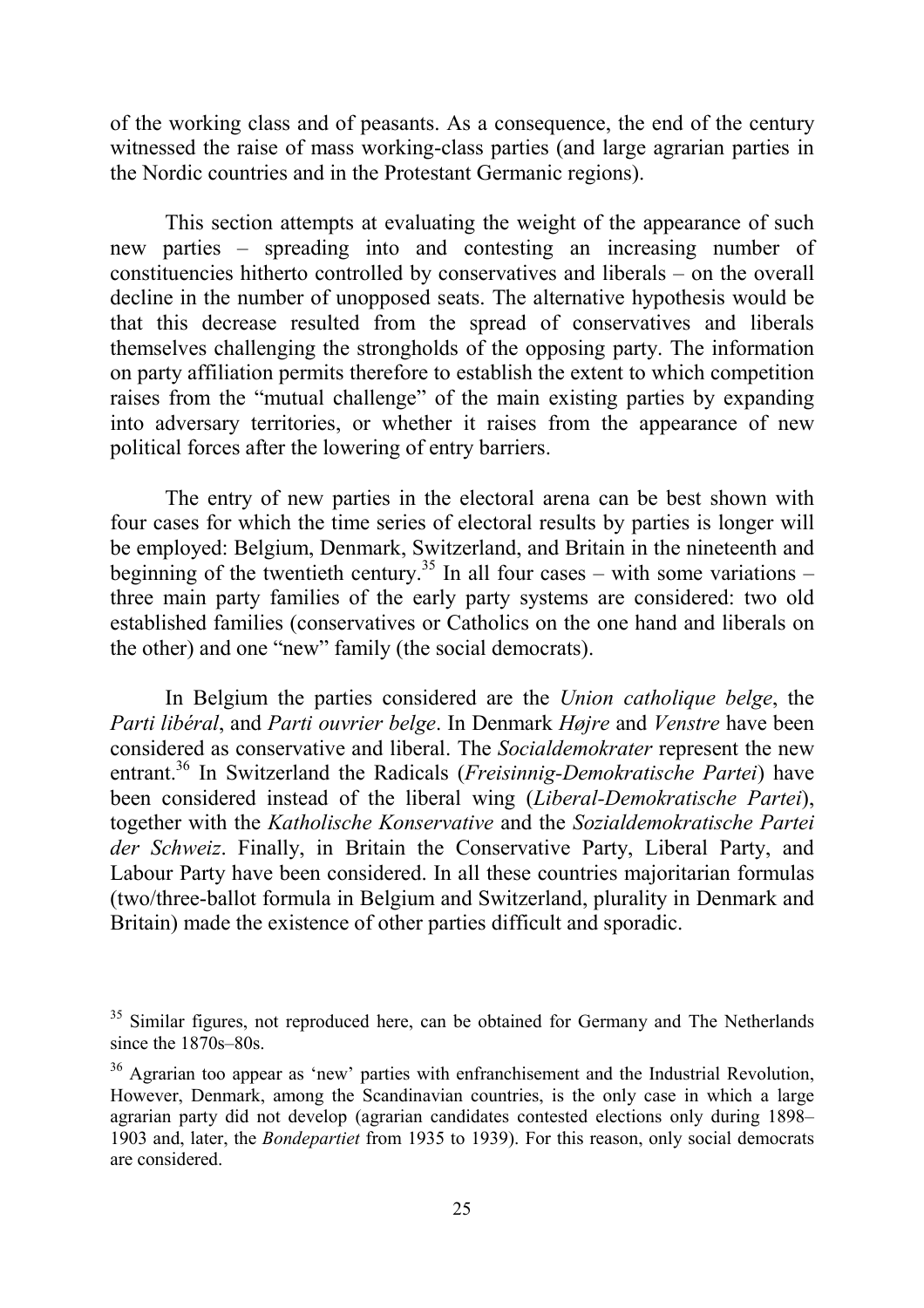of the working class and of peasants. As a consequence, the end of the century witnessed the raise of mass working-class parties (and large agrarian parties in the Nordic countries and in the Protestant Germanic regions).

This section attempts at evaluating the weight of the appearance of such new parties – spreading into and contesting an increasing number of constituencies hitherto controlled by conservatives and liberals – on the overall decline in the number of unopposed seats. The alternative hypothesis would be that this decrease resulted from the spread of conservatives and liberals themselves challenging the strongholds of the opposing party. The information on party affiliation permits therefore to establish the extent to which competition raises from the "mutual challenge" of the main existing parties by expanding into adversary territories, or whether it raises from the appearance of new political forces after the lowering of entry barriers.

The entry of new parties in the electoral arena can be best shown with four cases for which the time series of electoral results by parties is longer will be employed: Belgium, Denmark, Switzerland, and Britain in the nineteenth and beginning of the twentieth century.[35] In all four cases – with some variations – three main party families of the early party systems are considered: two old established families (conservatives or Catholics on the one hand and liberals on the other) and one "new" family (the social democrats).

In Belgium the parties considered are the *Union catholique belge*, the *Parti libéral*, and *Parti ouvrier belge*. In Denmark *Højre* and *Venstre* have been considered as conservative and liberal. The *Socialdemokrater* represent the new entrant.[36] In Switzerland the Radicals (*Freisinnig-Demokratische Partei*) have been considered instead of the liberal wing (*Liberal-Demokratische Partei*), together with the *Katholische Konservative* and the *Sozialdemokratische Partei der Schweiz*. Finally, in Britain the Conservative Party, Liberal Party, and Labour Party have been considered. In all these countries majoritarian formulas (two/three-ballot formula in Belgium and Switzerland, plurality in Denmark and Britain) made the existence of other parties difficult and sporadic.

[35] Similar figures, not reproduced here, can be obtained for Germany and The Netherlands since the 1870s–80s.

[36] Agrarian too appear as 'new' parties with enfranchisement and the Industrial Revolution, However, Denmark, among the Scandinavian countries, is the only case in which a large agrarian party did not develop (agrarian candidates contested elections only during 1898–1903 and, later, the *Bondepartiet* from 1935 to 1939). For this reason, only social democrats are considered.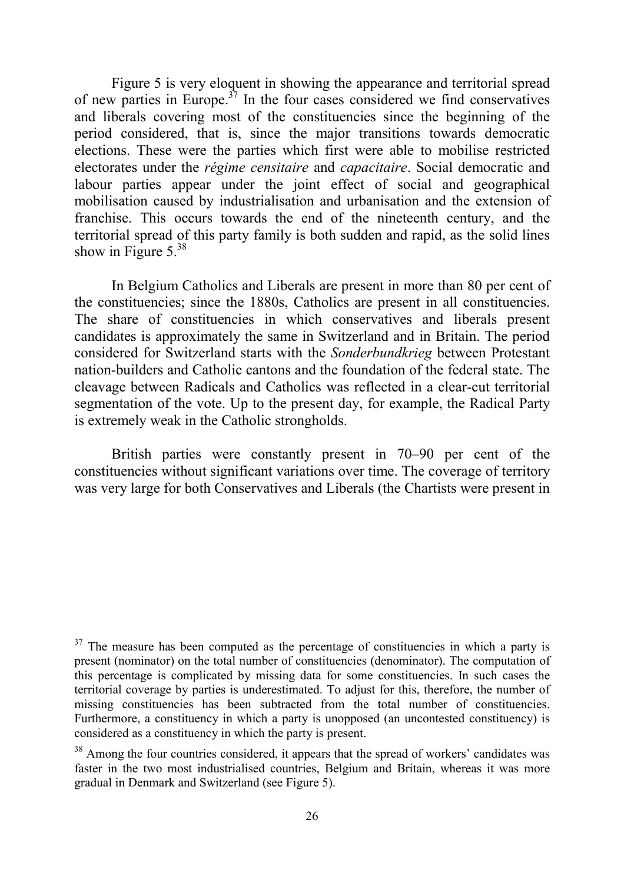Figure 5 is very eloquent in showing the appearance and territorial spread of new parties in Europe.[37] In the four cases considered we find conservatives and liberals covering most of the constituencies since the beginning of the period considered, that is, since the major transitions towards democratic elections. These were the parties which first were able to mobilise restricted electorates under the *régime censitaire* and *capacitaire*. Social democratic and labour parties appear under the joint effect of social and geographical mobilisation caused by industrialisation and urbanisation and the extension of franchise. This occurs towards the end of the nineteenth century, and the territorial spread of this party family is both sudden and rapid, as the solid lines show in Figure 5.[38]

In Belgium Catholics and Liberals are present in more than 80 per cent of the constituencies; since the 1880s, Catholics are present in all constituencies. The share of constituencies in which conservatives and liberals present candidates is approximately the same in Switzerland and in Britain. The period considered for Switzerland starts with the *Sonderbundkrieg* between Protestant nation-builders and Catholic cantons and the foundation of the federal state. The cleavage between Radicals and Catholics was reflected in a clear-cut territorial segmentation of the vote. Up to the present day, for example, the Radical Party is extremely weak in the Catholic strongholds.

British parties were constantly present in 70–90 per cent of the constituencies without significant variations over time. The coverage of territory was very large for both Conservatives and Liberals (the Chartists were present in

[37] The measure has been computed as the percentage of constituencies in which a party is present (nominator) on the total number of constituencies (denominator). The computation of this percentage is complicated by missing data for some constituencies. In such cases the territorial coverage by parties is underestimated. To adjust for this, therefore, the number of missing constituencies has been subtracted from the total number of constituencies. Furthermore, a constituency in which a party is unopposed (an uncontested constituency) is considered as a constituency in which the party is present.

[38] Among the four countries considered, it appears that the spread of workers' candidates was faster in the two most industrialised countries, Belgium and Britain, whereas it was more gradual in Denmark and Switzerland (see Figure 5).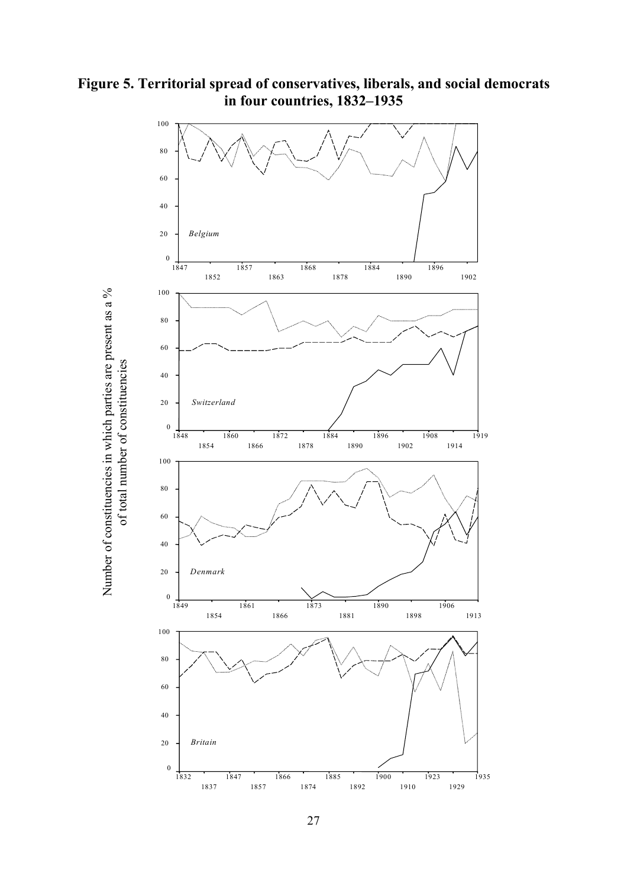**Figure 5. Territorial spread of conservatives, liberals, and social democrats in four countries, 1832–1935**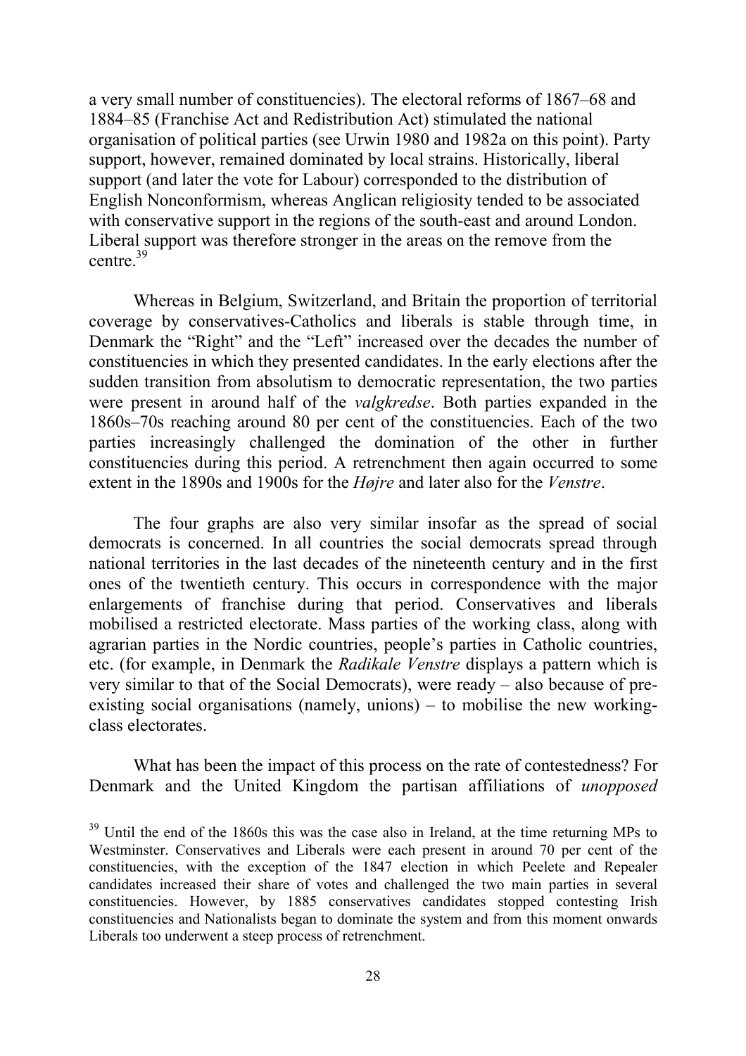a very small number of constituencies). The electoral reforms of 1867–68 and 1884–85 (Franchise Act and Redistribution Act) stimulated the national organisation of political parties (see Urwin 1980 and 1982a on this point). Party support, however, remained dominated by local strains. Historically, liberal support (and later the vote for Labour) corresponded to the distribution of English Nonconformism, whereas Anglican religiosity tended to be associated with conservative support in the regions of the south-east and around London. Liberal support was therefore stronger in the areas on the remove from the centre.[39]

Whereas in Belgium, Switzerland, and Britain the proportion of territorial coverage by conservatives-Catholics and liberals is stable through time, in Denmark the "Right" and the "Left" increased over the decades the number of constituencies in which they presented candidates. In the early elections after the sudden transition from absolutism to democratic representation, the two parties were present in around half of the *valgkredse*. Both parties expanded in the 1860s–70s reaching around 80 per cent of the constituencies. Each of the two parties increasingly challenged the domination of the other in further constituencies during this period. A retrenchment then again occurred to some extent in the 1890s and 1900s for the *Højre* and later also for the *Venstre*.

The four graphs are also very similar insofar as the spread of social democrats is concerned. In all countries the social democrats spread through national territories in the last decades of the nineteenth century and in the first ones of the twentieth century. This occurs in correspondence with the major enlargements of franchise during that period. Conservatives and liberals mobilised a restricted electorate. Mass parties of the working class, along with agrarian parties in the Nordic countries, people's parties in Catholic countries, etc. (for example, in Denmark the *Radikale Venstre* displays a pattern which is very similar to that of the Social Democrats), were ready – also because of pre-existing social organisations (namely, unions) – to mobilise the new working-class electorates.

What has been the impact of this process on the rate of contestedness? For Denmark and the United Kingdom the partisan affiliations of *unopposed*

[39] Until the end of the 1860s this was the case also in Ireland, at the time returning MPs to Westminster. Conservatives and Liberals were each present in around 70 per cent of the constituencies, with the exception of the 1847 election in which Peelete and Repealer candidates increased their share of votes and challenged the two main parties in several constituencies. However, by 1885 conservatives candidates stopped contesting Irish constituencies and Nationalists began to dominate the system and from this moment onwards Liberals too underwent a steep process of retrenchment.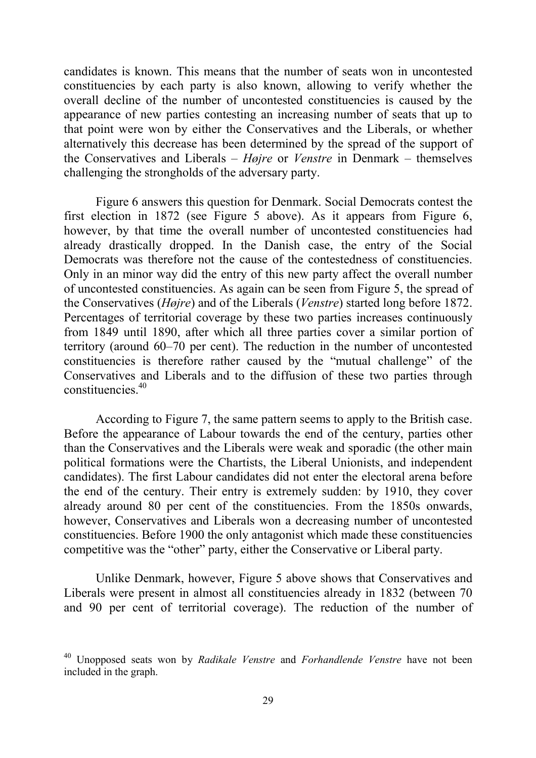candidates is known. This means that the number of seats won in uncontested constituencies by each party is also known, allowing to verify whether the overall decline of the number of uncontested constituencies is caused by the appearance of new parties contesting an increasing number of seats that up to that point were won by either the Conservatives and the Liberals, or whether alternatively this decrease has been determined by the spread of the support of the Conservatives and Liberals – *Højre* or *Venstre* in Denmark – themselves challenging the strongholds of the adversary party.

Figure 6 answers this question for Denmark. Social Democrats contest the first election in 1872 (see Figure 5 above). As it appears from Figure 6, however, by that time the overall number of uncontested constituencies had already drastically dropped. In the Danish case, the entry of the Social Democrats was therefore not the cause of the contestedness of constituencies. Only in an minor way did the entry of this new party affect the overall number of uncontested constituencies. As again can be seen from Figure 5, the spread of the Conservatives (*Højre*) and of the Liberals (*Venstre*) started long before 1872. Percentages of territorial coverage by these two parties increases continuously from 1849 until 1890, after which all three parties cover a similar portion of territory (around 60–70 per cent). The reduction in the number of uncontested constituencies is therefore rather caused by the "mutual challenge" of the Conservatives and Liberals and to the diffusion of these two parties through constituencies.[40]

According to Figure 7, the same pattern seems to apply to the British case. Before the appearance of Labour towards the end of the century, parties other than the Conservatives and the Liberals were weak and sporadic (the other main political formations were the Chartists, the Liberal Unionists, and independent candidates). The first Labour candidates did not enter the electoral arena before the end of the century. Their entry is extremely sudden: by 1910, they cover already around 80 per cent of the constituencies. From the 1850s onwards, however, Conservatives and Liberals won a decreasing number of uncontested constituencies. Before 1900 the only antagonist which made these constituencies competitive was the "other" party, either the Conservative or Liberal party.

Unlike Denmark, however, Figure 5 above shows that Conservatives and Liberals were present in almost all constituencies already in 1832 (between 70 and 90 per cent of territorial coverage). The reduction of the number of

[40] Unopposed seats won by *Radikale Venstre* and *Forhandlende Venstre* have not been included in the graph.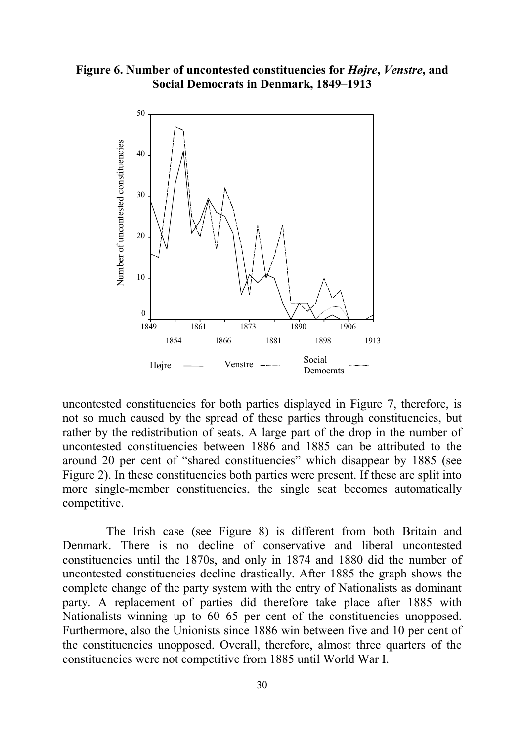**Figure 6. Number of uncontested constituencies for *Højre*, *Venstre*, and Social Democrats in Denmark, 1849–1913**

uncontested constituencies for both parties displayed in Figure 7, therefore, is not so much caused by the spread of these parties through constituencies, but rather by the redistribution of seats. A large part of the drop in the number of uncontested constituencies between 1886 and 1885 can be attributed to the around 20 per cent of "shared constituencies" which disappear by 1885 (see Figure 2). In these constituencies both parties were present. If these are split into more single-member constituencies, the single seat becomes automatically competitive.

The Irish case (see Figure 8) is different from both Britain and Denmark. There is no decline of conservative and liberal uncontested constituencies until the 1870s, and only in 1874 and 1880 did the number of uncontested constituencies decline drastically. After 1885 the graph shows the complete change of the party system with the entry of Nationalists as dominant party. A replacement of parties did therefore take place after 1885 with Nationalists winning up to 60–65 per cent of the constituencies unopposed. Furthermore, also the Unionists since 1886 win between five and 10 per cent of the constituencies unopposed. Overall, therefore, almost three quarters of the constituencies were not competitive from 1885 until World War I.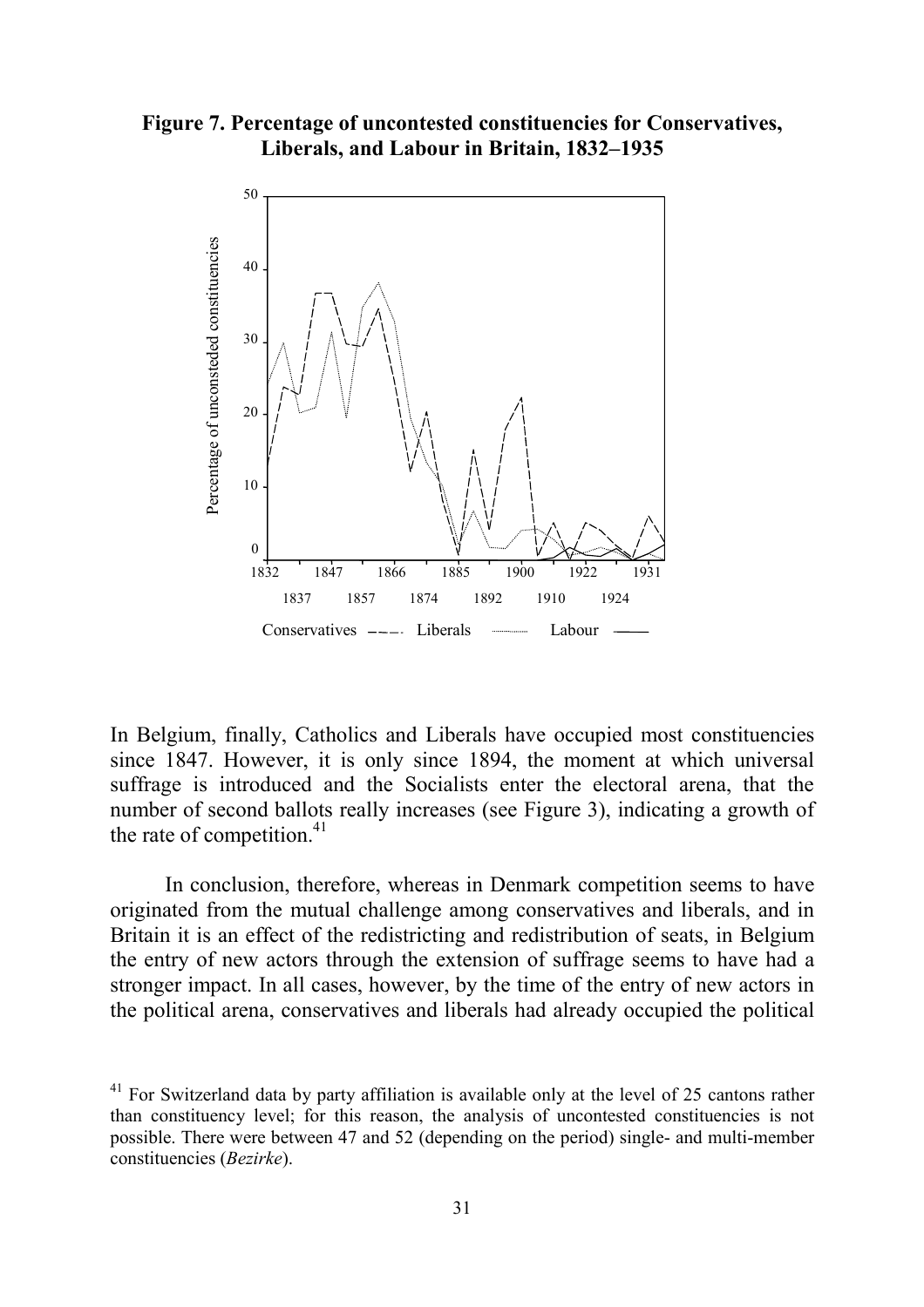**Figure 7. Percentage of uncontested constituencies for Conservatives, Liberals, and Labour in Britain, 1832–1935**

In Belgium, finally, Catholics and Liberals have occupied most constituencies since 1847. However, it is only since 1894, the moment at which universal suffrage is introduced and the Socialists enter the electoral arena, that the number of second ballots really increases (see Figure 3), indicating a growth of the rate of competition.[41]

In conclusion, therefore, whereas in Denmark competition seems to have originated from the mutual challenge among conservatives and liberals, and in Britain it is an effect of the redistricting and redistribution of seats, in Belgium the entry of new actors through the extension of suffrage seems to have had a stronger impact. In all cases, however, by the time of the entry of new actors in the political arena, conservatives and liberals had already occupied the political

[41] For Switzerland data by party affiliation is available only at the level of 25 cantons rather than constituency level; for this reason, the analysis of uncontested constituencies is not possible. There were between 47 and 52 (depending on the period) single- and multi-member constituencies (*Bezirke*).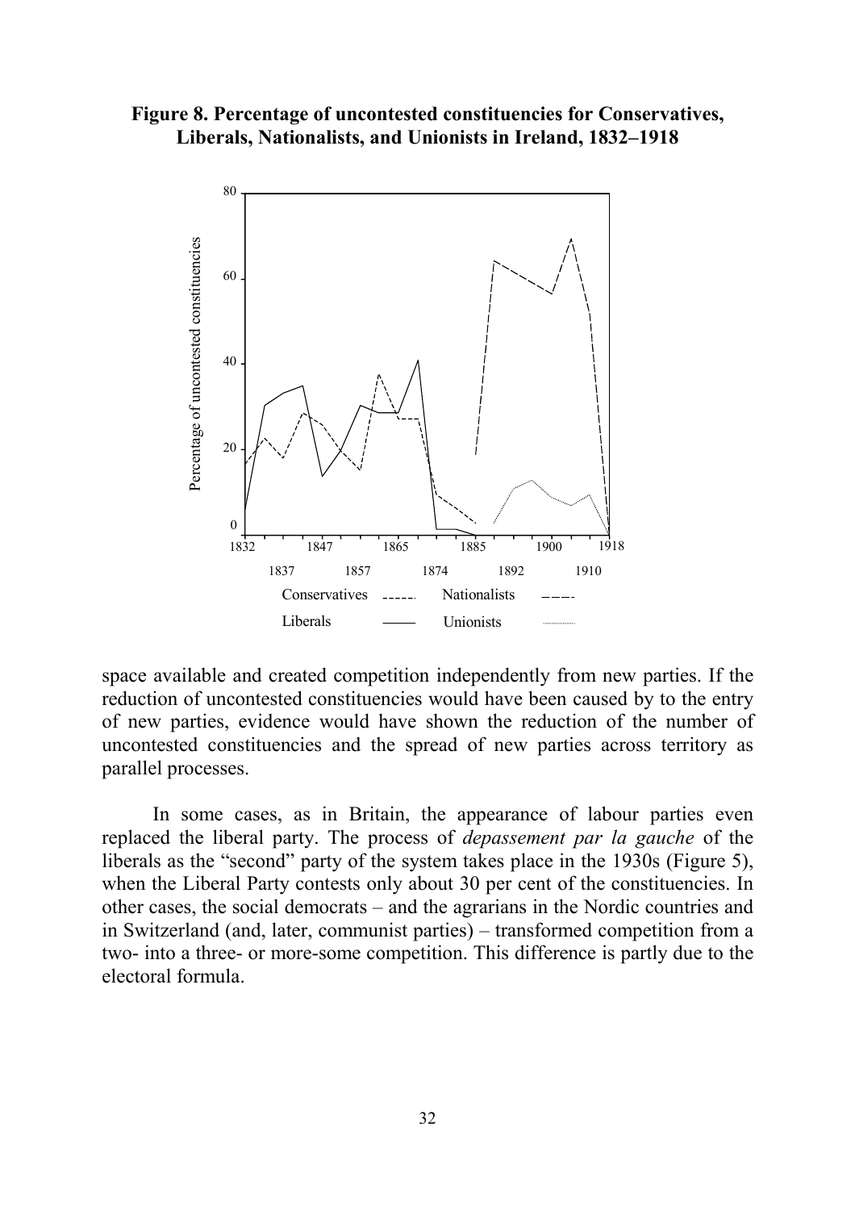**Figure 8. Percentage of uncontested constituencies for Conservatives, Liberals, Nationalists, and Unionists in Ireland, 1832–1918**

space available and created competition independently from new parties. If the reduction of uncontested constituencies would have been caused by to the entry of new parties, evidence would have shown the reduction of the number of uncontested constituencies and the spread of new parties across territory as parallel processes.

In some cases, as in Britain, the appearance of labour parties even replaced the liberal party. The process of *depassement par la gauche* of the liberals as the "second" party of the system takes place in the 1930s (Figure 5), when the Liberal Party contests only about 30 per cent of the constituencies. In other cases, the social democrats – and the agrarians in the Nordic countries and in Switzerland (and, later, communist parties) – transformed competition from a two- into a three- or more-some competition. This difference is partly due to the electoral formula.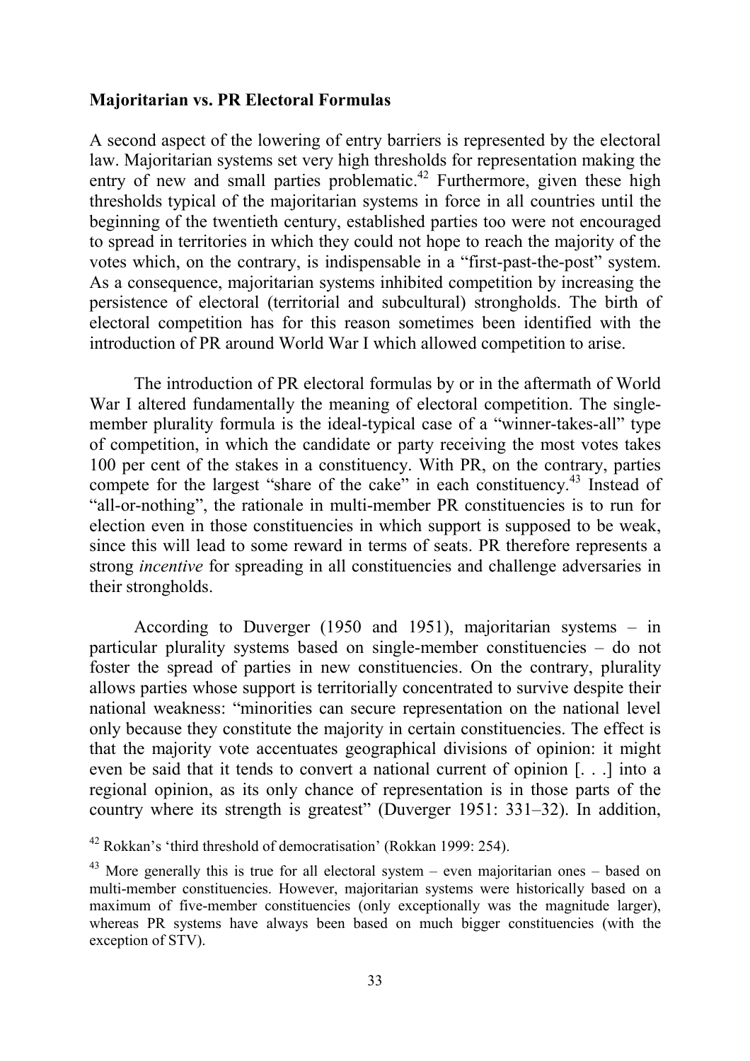### Majoritarian vs. PR Electoral Formulas

A second aspect of the lowering of entry barriers is represented by the electoral law. Majoritarian systems set very high thresholds for representation making the entry of new and small parties problematic.[42] Furthermore, given these high thresholds typical of the majoritarian systems in force in all countries until the beginning of the twentieth century, established parties too were not encouraged to spread in territories in which they could not hope to reach the majority of the votes which, on the contrary, is indispensable in a "first-past-the-post" system. As a consequence, majoritarian systems inhibited competition by increasing the persistence of electoral (territorial and subcultural) strongholds. The birth of electoral competition has for this reason sometimes been identified with the introduction of PR around World War I which allowed competition to arise.

The introduction of PR electoral formulas by or in the aftermath of World War I altered fundamentally the meaning of electoral competition. The single-member plurality formula is the ideal-typical case of a "winner-takes-all" type of competition, in which the candidate or party receiving the most votes takes 100 per cent of the stakes in a constituency. With PR, on the contrary, parties compete for the largest "share of the cake" in each constituency.[43] Instead of "all-or-nothing", the rationale in multi-member PR constituencies is to run for election even in those constituencies in which support is supposed to be weak, since this will lead to some reward in terms of seats. PR therefore represents a strong *incentive* for spreading in all constituencies and challenge adversaries in their strongholds.

According to Duverger (1950 and 1951), majoritarian systems – in particular plurality systems based on single-member constituencies – do not foster the spread of parties in new constituencies. On the contrary, plurality allows parties whose support is territorially concentrated to survive despite their national weakness: "minorities can secure representation on the national level only because they constitute the majority in certain constituencies. The effect is that the majority vote accentuates geographical divisions of opinion: it might even be said that it tends to convert a national current of opinion [. . .] into a regional opinion, as its only chance of representation is in those parts of the country where its strength is greatest" (Duverger 1951: 331–32). In addition,

[42] Rokkan's 'third threshold of democratisation' (Rokkan 1999: 254).

[43] More generally this is true for all electoral system – even majoritarian ones – based on multi-member constituencies. However, majoritarian systems were historically based on a maximum of five-member constituencies (only exceptionally was the magnitude larger), whereas PR systems have always been based on much bigger constituencies (with the exception of STV).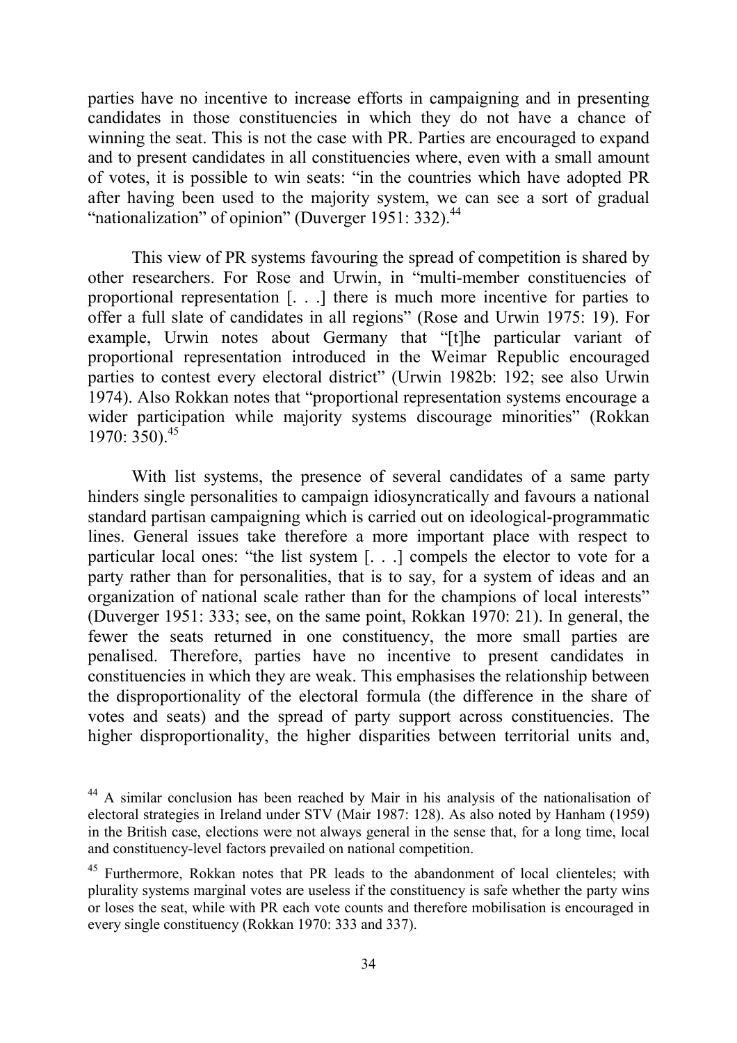parties have no incentive to increase efforts in campaigning and in presenting candidates in those constituencies in which they do not have a chance of winning the seat. This is not the case with PR. Parties are encouraged to expand and to present candidates in all constituencies where, even with a small amount of votes, it is possible to win seats: "in the countries which have adopted PR after having been used to the majority system, we can see a sort of gradual "nationalization" of opinion" (Duverger 1951: 332).[44]

This view of PR systems favouring the spread of competition is shared by other researchers. For Rose and Urwin, in "multi-member constituencies of proportional representation [. . .] there is much more incentive for parties to offer a full slate of candidates in all regions" (Rose and Urwin 1975: 19). For example, Urwin notes about Germany that "[t]he particular variant of proportional representation introduced in the Weimar Republic encouraged parties to contest every electoral district" (Urwin 1982b: 192; see also Urwin 1974). Also Rokkan notes that "proportional representation systems encourage a wider participation while majority systems discourage minorities" (Rokkan 1970: 350).[45]

With list systems, the presence of several candidates of a same party hinders single personalities to campaign idiosyncratically and favours a national standard partisan campaigning which is carried out on ideological-programmatic lines. General issues take therefore a more important place with respect to particular local ones: "the list system [. . .] compels the elector to vote for a party rather than for personalities, that is to say, for a system of ideas and an organization of national scale rather than for the champions of local interests" (Duverger 1951: 333; see, on the same point, Rokkan 1970: 21). In general, the fewer the seats returned in one constituency, the more small parties are penalised. Therefore, parties have no incentive to present candidates in constituencies in which they are weak. This emphasises the relationship between the disproportionality of the electoral formula (the difference in the share of votes and seats) and the spread of party support across constituencies. The higher disproportionality, the higher disparities between territorial units and,

[44] A similar conclusion has been reached by Mair in his analysis of the nationalisation of electoral strategies in Ireland under STV (Mair 1987: 128). As also noted by Hanham (1959) in the British case, elections were not always general in the sense that, for a long time, local and constituency-level factors prevailed on national competition.

[45] Furthermore, Rokkan notes that PR leads to the abandonment of local clienteles; with plurality systems marginal votes are useless if the constituency is safe whether the party wins or loses the seat, while with PR each vote counts and therefore mobilisation is encouraged in every single constituency (Rokkan 1970: 333 and 337).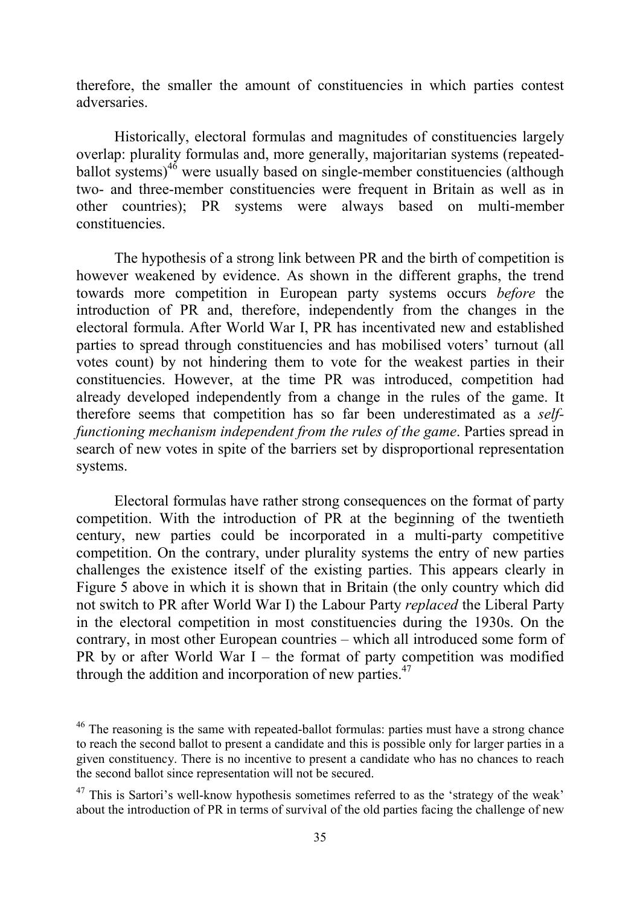therefore, the smaller the amount of constituencies in which parties contest adversaries.

Historically, electoral formulas and magnitudes of constituencies largely overlap: plurality formulas and, more generally, majoritarian systems (repeated-ballot systems)[46] were usually based on single-member constituencies (although two- and three-member constituencies were frequent in Britain as well as in other countries); PR systems were always based on multi-member constituencies.

The hypothesis of a strong link between PR and the birth of competition is however weakened by evidence. As shown in the different graphs, the trend towards more competition in European party systems occurs *before* the introduction of PR and, therefore, independently from the changes in the electoral formula. After World War I, PR has incentivated new and established parties to spread through constituencies and has mobilised voters' turnout (all votes count) by not hindering them to vote for the weakest parties in their constituencies. However, at the time PR was introduced, competition had already developed independently from a change in the rules of the game. It therefore seems that competition has so far been underestimated as a *self-functioning mechanism independent from the rules of the game*. Parties spread in search of new votes in spite of the barriers set by disproportional representation systems.

Electoral formulas have rather strong consequences on the format of party competition. With the introduction of PR at the beginning of the twentieth century, new parties could be incorporated in a multi-party competitive competition. On the contrary, under plurality systems the entry of new parties challenges the existence itself of the existing parties. This appears clearly in Figure 5 above in which it is shown that in Britain (the only country which did not switch to PR after World War I) the Labour Party *replaced* the Liberal Party in the electoral competition in most constituencies during the 1930s. On the contrary, in most other European countries – which all introduced some form of PR by or after World War I – the format of party competition was modified through the addition and incorporation of new parties.[47]

[46] The reasoning is the same with repeated-ballot formulas: parties must have a strong chance to reach the second ballot to present a candidate and this is possible only for larger parties in a given constituency. There is no incentive to present a candidate who has no chances to reach the second ballot since representation will not be secured.

[47] This is Sartori's well-know hypothesis sometimes referred to as the 'strategy of the weak' about the introduction of PR in terms of survival of the old parties facing the challenge of new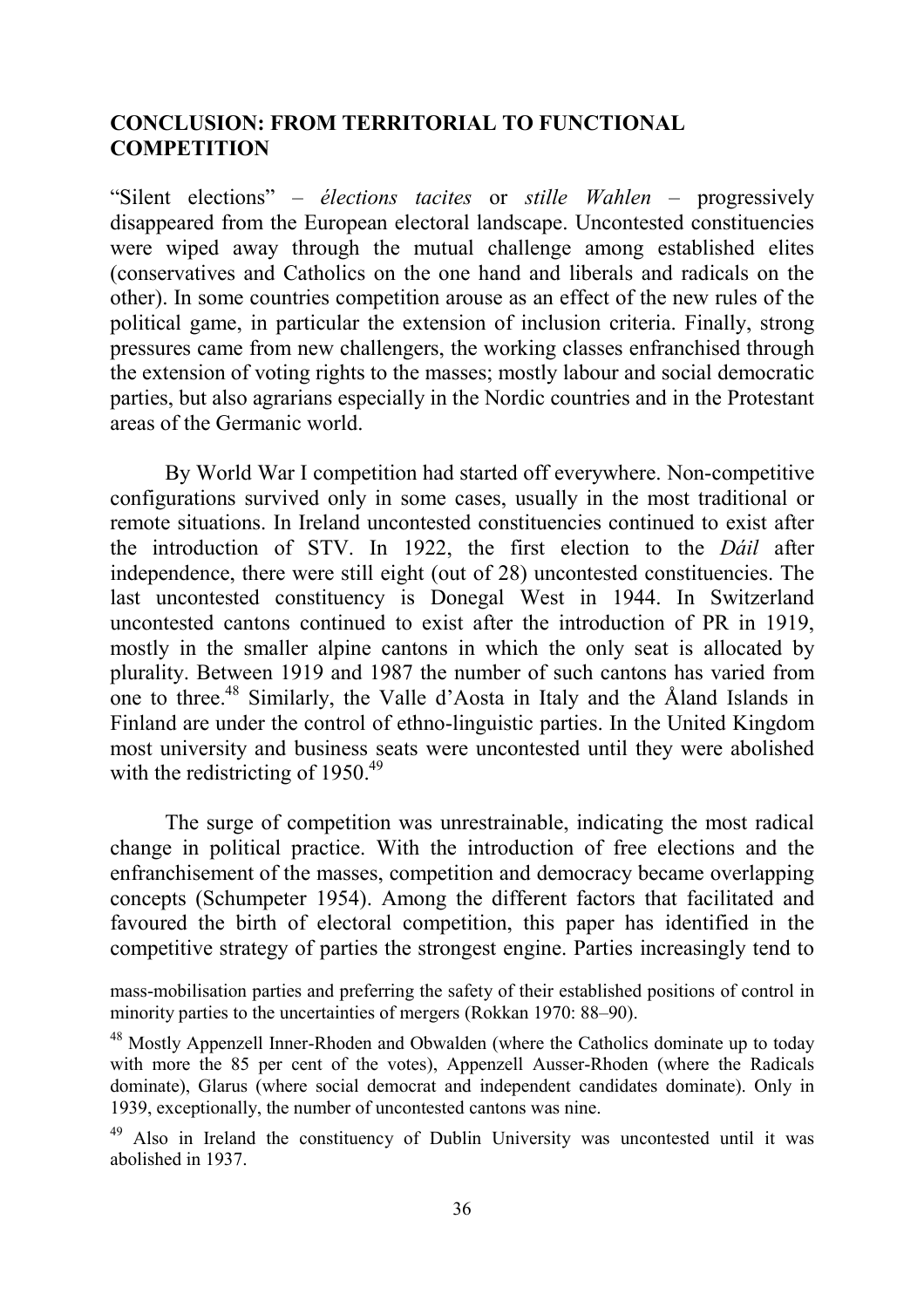## CONCLUSION: FROM TERRITORIAL TO FUNCTIONAL COMPETITION

"Silent elections" – *élections tacites* or *stille Wahlen* – progressively disappeared from the European electoral landscape. Uncontested constituencies were wiped away through the mutual challenge among established elites (conservatives and Catholics on the one hand and liberals and radicals on the other). In some countries competition arouse as an effect of the new rules of the political game, in particular the extension of inclusion criteria. Finally, strong pressures came from new challengers, the working classes enfranchised through the extension of voting rights to the masses; mostly labour and social democratic parties, but also agrarians especially in the Nordic countries and in the Protestant areas of the Germanic world.

By World War I competition had started off everywhere. Non-competitive configurations survived only in some cases, usually in the most traditional or remote situations. In Ireland uncontested constituencies continued to exist after the introduction of STV. In 1922, the first election to the *Dáil* after independence, there were still eight (out of 28) uncontested constituencies. The last uncontested constituency is Donegal West in 1944. In Switzerland uncontested cantons continued to exist after the introduction of PR in 1919, mostly in the smaller alpine cantons in which the only seat is allocated by plurality. Between 1919 and 1987 the number of such cantons has varied from one to three.[48] Similarly, the Valle d'Aosta in Italy and the Åland Islands in Finland are under the control of ethno-linguistic parties. In the United Kingdom most university and business seats were uncontested until they were abolished with the redistricting of 1950.[49]

The surge of competition was unrestrainable, indicating the most radical change in political practice. With the introduction of free elections and the enfranchisement of the masses, competition and democracy became overlapping concepts (Schumpeter 1954). Among the different factors that facilitated and favoured the birth of electoral competition, this paper has identified in the competitive strategy of parties the strongest engine. Parties increasingly tend to

mass-mobilisation parties and preferring the safety of their established positions of control in minority parties to the uncertainties of mergers (Rokkan 1970: 88–90).

[48] Mostly Appenzell Inner-Rhoden and Obwalden (where the Catholics dominate up to today with more the 85 per cent of the votes), Appenzell Ausser-Rhoden (where the Radicals dominate), Glarus (where social democrat and independent candidates dominate). Only in 1939, exceptionally, the number of uncontested cantons was nine.

[49] Also in Ireland the constituency of Dublin University was uncontested until it was abolished in 1937.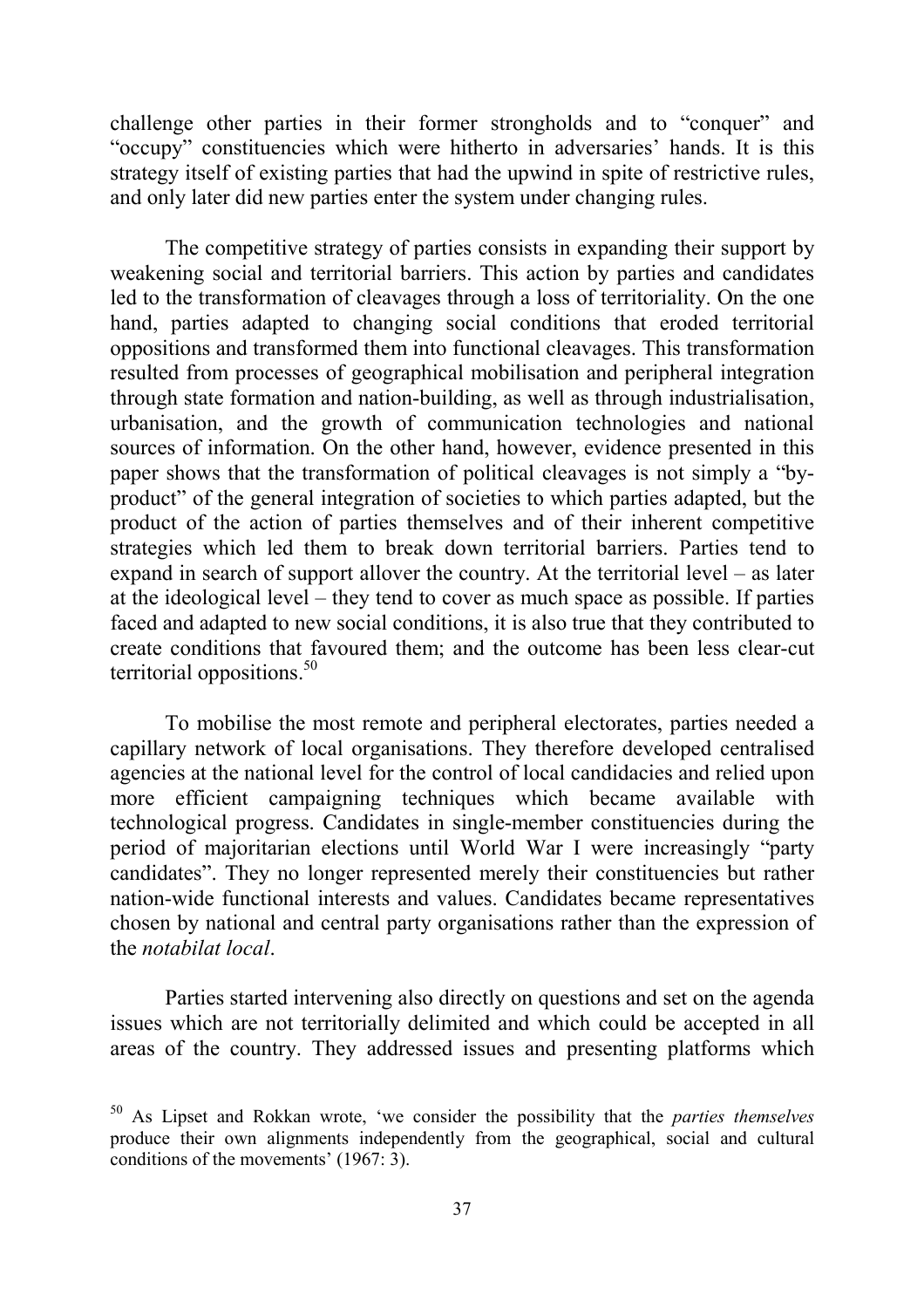challenge other parties in their former strongholds and to "conquer" and "occupy" constituencies which were hitherto in adversaries' hands. It is this strategy itself of existing parties that had the upwind in spite of restrictive rules, and only later did new parties enter the system under changing rules.

The competitive strategy of parties consists in expanding their support by weakening social and territorial barriers. This action by parties and candidates led to the transformation of cleavages through a loss of territoriality. On the one hand, parties adapted to changing social conditions that eroded territorial oppositions and transformed them into functional cleavages. This transformation resulted from processes of geographical mobilisation and peripheral integration through state formation and nation-building, as well as through industrialisation, urbanisation, and the growth of communication technologies and national sources of information. On the other hand, however, evidence presented in this paper shows that the transformation of political cleavages is not simply a "by-product" of the general integration of societies to which parties adapted, but the product of the action of parties themselves and of their inherent competitive strategies which led them to break down territorial barriers. Parties tend to expand in search of support allover the country. At the territorial level – as later at the ideological level – they tend to cover as much space as possible. If parties faced and adapted to new social conditions, it is also true that they contributed to create conditions that favoured them; and the outcome has been less clear-cut territorial oppositions.[50]

To mobilise the most remote and peripheral electorates, parties needed a capillary network of local organisations. They therefore developed centralised agencies at the national level for the control of local candidacies and relied upon more efficient campaigning techniques which became available with technological progress. Candidates in single-member constituencies during the period of majoritarian elections until World War I were increasingly "party candidates". They no longer represented merely their constituencies but rather nation-wide functional interests and values. Candidates became representatives chosen by national and central party organisations rather than the expression of the *notabilat local*.

Parties started intervening also directly on questions and set on the agenda issues which are not territorially delimited and which could be accepted in all areas of the country. They addressed issues and presenting platforms which

[50] As Lipset and Rokkan wrote, 'we consider the possibility that the *parties themselves* produce their own alignments independently from the geographical, social and cultural conditions of the movements' (1967: 3).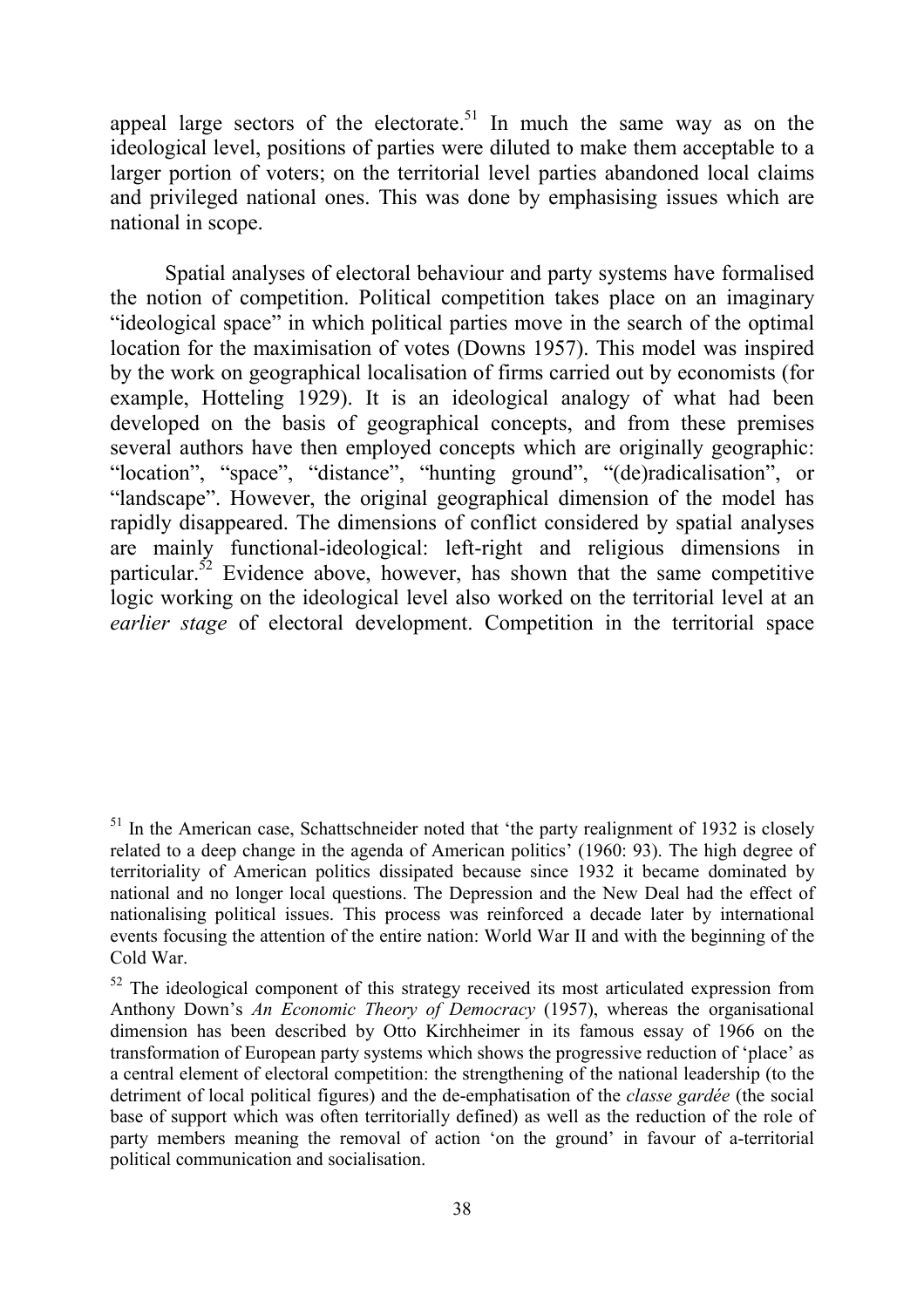appeal large sectors of the electorate.[51] In much the same way as on the ideological level, positions of parties were diluted to make them acceptable to a larger portion of voters; on the territorial level parties abandoned local claims and privileged national ones. This was done by emphasising issues which are national in scope.

Spatial analyses of electoral behaviour and party systems have formalised the notion of competition. Political competition takes place on an imaginary "ideological space" in which political parties move in the search of the optimal location for the maximisation of votes (Downs 1957). This model was inspired by the work on geographical localisation of firms carried out by economists (for example, Hotteling 1929). It is an ideological analogy of what had been developed on the basis of geographical concepts, and from these premises several authors have then employed concepts which are originally geographic: "location", "space", "distance", "hunting ground", "(de)radicalisation", or "landscape". However, the original geographical dimension of the model has rapidly disappeared. The dimensions of conflict considered by spatial analyses are mainly functional-ideological: left-right and religious dimensions in particular.[52] Evidence above, however, has shown that the same competitive logic working on the ideological level also worked on the territorial level at an *earlier stage* of electoral development. Competition in the territorial space

---

[51] In the American case, Schattschneider noted that 'the party realignment of 1932 is closely related to a deep change in the agenda of American politics' (1960: 93). The high degree of territoriality of American politics dissipated because since 1932 it became dominated by national and no longer local questions. The Depression and the New Deal had the effect of nationalising political issues. This process was reinforced a decade later by international events focusing the attention of the entire nation: World War II and with the beginning of the Cold War.

[52] The ideological component of this strategy received its most articulated expression from Anthony Down's *An Economic Theory of Democracy* (1957), whereas the organisational dimension has been described by Otto Kirchheimer in its famous essay of 1966 on the transformation of European party systems which shows the progressive reduction of 'place' as a central element of electoral competition: the strengthening of the national leadership (to the detriment of local political figures) and the de-emphatisation of the *classe gardée* (the social base of support which was often territorially defined) as well as the reduction of the role of party members meaning the removal of action 'on the ground' in favour of a-territorial political communication and socialisation.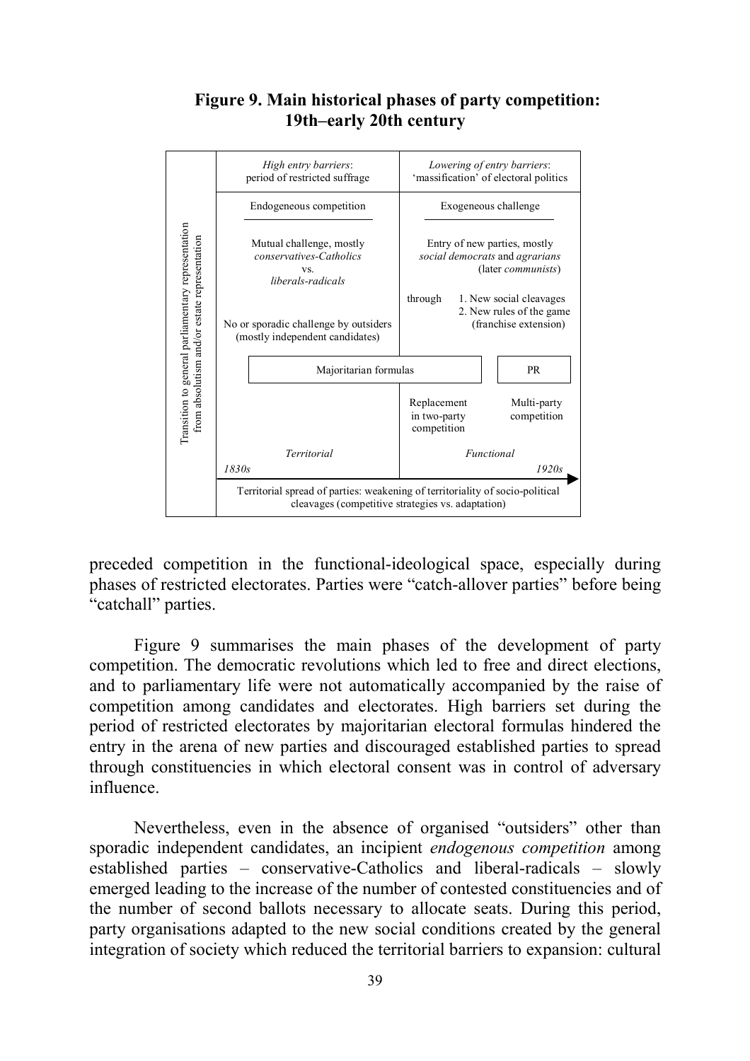**Figure 9. Main historical phases of party competition: 19th–early 20th century**

| Transition to general parliamentary representation from absolutism and/or estate representation | *High entry barriers*: period of restricted suffrage | *Lowering of entry barriers*: 'massification' of electoral politics |
|---|---|---|
| | Endogeneous competition | Exogeneous challenge |
| | Mutual challenge, mostly *conservatives-Catholics* vs. *liberals-radicals* | Entry of new parties, mostly *social democrats* and *agrarians* (later *communists*) |
| | No or sporadic challenge by outsiders (mostly independent candidates) | through 1. New social cleavages 2. New rules of the game (franchise extension) |
| | Majoritarian formulas | Majoritarian formulas: Replacement in two-party competition; PR: Multi-party competition |
| | *Territorial* | *Functional* |
| | *1830s* | *1920s* |
| | Territorial spread of parties: weakening of territoriality of socio-political cleavages (competitive strategies vs. adaptation) | |

preceded competition in the functional-ideological space, especially during phases of restricted electorates. Parties were "catch-allover parties" before being "catchall" parties.

Figure 9 summarises the main phases of the development of party competition. The democratic revolutions which led to free and direct elections, and to parliamentary life were not automatically accompanied by the raise of competition among candidates and electorates. High barriers set during the period of restricted electorates by majoritarian electoral formulas hindered the entry in the arena of new parties and discouraged established parties to spread through constituencies in which electoral consent was in control of adversary influence.

Nevertheless, even in the absence of organised "outsiders" other than sporadic independent candidates, an incipient *endogenous competition* among established parties – conservative-Catholics and liberal-radicals – slowly emerged leading to the increase of the number of contested constituencies and of the number of second ballots necessary to allocate seats. During this period, party organisations adapted to the new social conditions created by the general integration of society which reduced the territorial barriers to expansion: cultural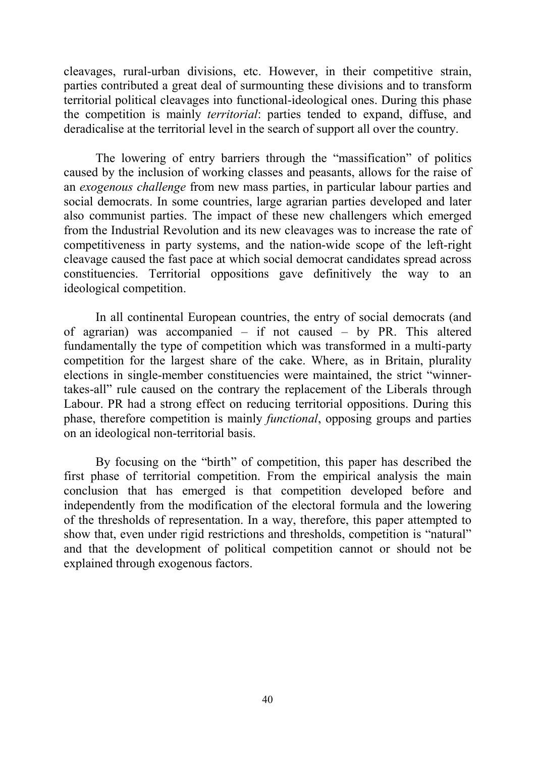cleavages, rural-urban divisions, etc. However, in their competitive strain, parties contributed a great deal of surmounting these divisions and to transform territorial political cleavages into functional-ideological ones. During this phase the competition is mainly *territorial*: parties tended to expand, diffuse, and deradicalise at the territorial level in the search of support all over the country.

The lowering of entry barriers through the "massification" of politics caused by the inclusion of working classes and peasants, allows for the raise of an *exogenous challenge* from new mass parties, in particular labour parties and social democrats. In some countries, large agrarian parties developed and later also communist parties. The impact of these new challengers which emerged from the Industrial Revolution and its new cleavages was to increase the rate of competitiveness in party systems, and the nation-wide scope of the left-right cleavage caused the fast pace at which social democrat candidates spread across constituencies. Territorial oppositions gave definitively the way to an ideological competition.

In all continental European countries, the entry of social democrats (and of agrarian) was accompanied – if not caused – by PR. This altered fundamentally the type of competition which was transformed in a multi-party competition for the largest share of the cake. Where, as in Britain, plurality elections in single-member constituencies were maintained, the strict "winner-takes-all" rule caused on the contrary the replacement of the Liberals through Labour. PR had a strong effect on reducing territorial oppositions. During this phase, therefore competition is mainly *functional*, opposing groups and parties on an ideological non-territorial basis.

By focusing on the "birth" of competition, this paper has described the first phase of territorial competition. From the empirical analysis the main conclusion that has emerged is that competition developed before and independently from the modification of the electoral formula and the lowering of the thresholds of representation. In a way, therefore, this paper attempted to show that, even under rigid restrictions and thresholds, competition is "natural" and that the development of political competition cannot or should not be explained through exogenous factors.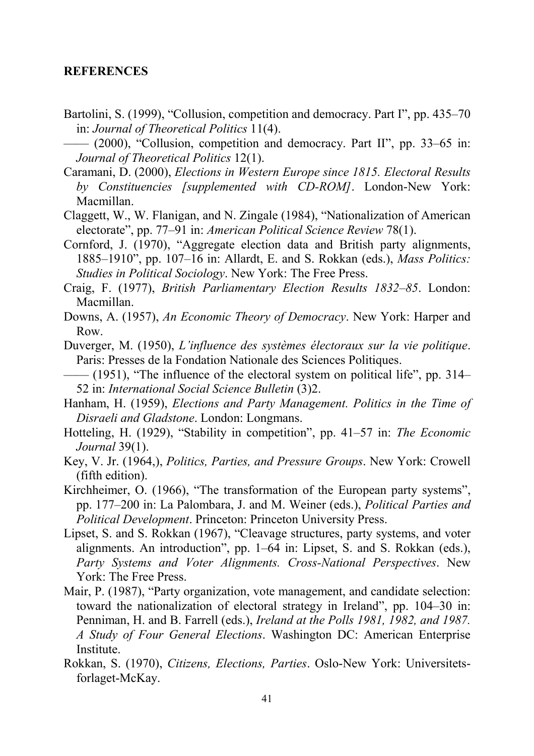**REFERENCES**

Bartolini, S. (1999), "Collusion, competition and democracy. Part I", pp. 435–70 in: *Journal of Theoretical Politics* 11(4).

—— (2000), "Collusion, competition and democracy. Part II", pp. 33–65 in: *Journal of Theoretical Politics* 12(1).

Caramani, D. (2000), *Elections in Western Europe since 1815. Electoral Results by Constituencies [supplemented with CD-ROM]*. London-New York: Macmillan.

Claggett, W., W. Flanigan, and N. Zingale (1984), "Nationalization of American electorate", pp. 77–91 in: *American Political Science Review* 78(1).

Cornford, J. (1970), "Aggregate election data and British party alignments, 1885–1910", pp. 107–16 in: Allardt, E. and S. Rokkan (eds.), *Mass Politics: Studies in Political Sociology*. New York: The Free Press.

Craig, F. (1977), *British Parliamentary Election Results 1832–85*. London: Macmillan.

Downs, A. (1957), *An Economic Theory of Democracy*. New York: Harper and Row.

Duverger, M. (1950), *L'influence des systèmes électoraux sur la vie politique*. Paris: Presses de la Fondation Nationale des Sciences Politiques.

—— (1951), "The influence of the electoral system on political life", pp. 314–52 in: *International Social Science Bulletin* (3)2.

Hanham, H. (1959), *Elections and Party Management. Politics in the Time of Disraeli and Gladstone*. London: Longmans.

Hotteling, H. (1929), "Stability in competition", pp. 41–57 in: *The Economic Journal* 39(1).

Key, V. Jr. (1964,), *Politics, Parties, and Pressure Groups*. New York: Crowell (fifth edition).

Kirchheimer, O. (1966), "The transformation of the European party systems", pp. 177–200 in: La Palombara, J. and M. Weiner (eds.), *Political Parties and Political Development*. Princeton: Princeton University Press.

Lipset, S. and S. Rokkan (1967), "Cleavage structures, party systems, and voter alignments. An introduction", pp. 1–64 in: Lipset, S. and S. Rokkan (eds.), *Party Systems and Voter Alignments. Cross-National Perspectives*. New York: The Free Press.

Mair, P. (1987), "Party organization, vote management, and candidate selection: toward the nationalization of electoral strategy in Ireland", pp. 104–30 in: Penniman, H. and B. Farrell (eds.), *Ireland at the Polls 1981, 1982, and 1987. A Study of Four General Elections*. Washington DC: American Enterprise Institute.

Rokkan, S. (1970), *Citizens, Elections, Parties*. Oslo-New York: Universitetsforlaget-McKay.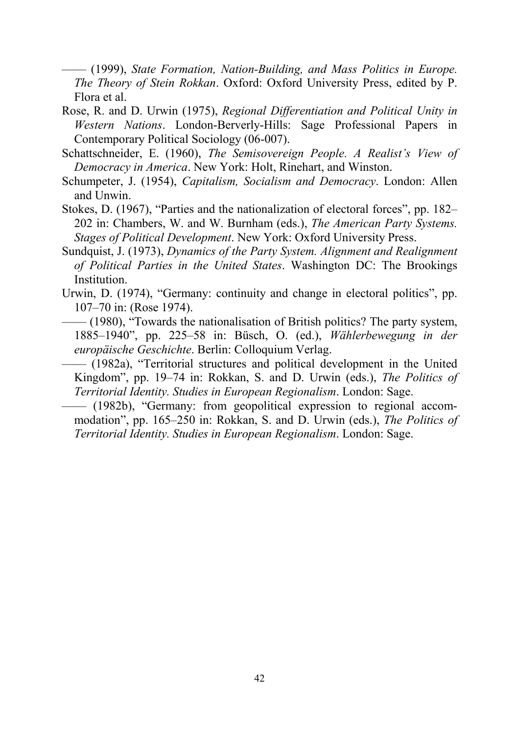—— (1999), *State Formation, Nation-Building, and Mass Politics in Europe. The Theory of Stein Rokkan*. Oxford: Oxford University Press, edited by P. Flora et al.

Rose, R. and D. Urwin (1975), *Regional Differentiation and Political Unity in Western Nations*. London-Berverly-Hills: Sage Professional Papers in Contemporary Political Sociology (06-007).

Schattschneider, E. (1960), *The Semisovereign People. A Realist's View of Democracy in America*. New York: Holt, Rinehart, and Winston.

Schumpeter, J. (1954), *Capitalism, Socialism and Democracy*. London: Allen and Unwin.

Stokes, D. (1967), "Parties and the nationalization of electoral forces", pp. 182–202 in: Chambers, W. and W. Burnham (eds.), *The American Party Systems. Stages of Political Development*. New York: Oxford University Press.

Sundquist, J. (1973), *Dynamics of the Party System. Alignment and Realignment of Political Parties in the United States*. Washington DC: The Brookings Institution.

Urwin, D. (1974), "Germany: continuity and change in electoral politics", pp. 107–70 in: (Rose 1974).

—— (1980), "Towards the nationalisation of British politics? The party system, 1885–1940", pp. 225–58 in: Büsch, O. (ed.), *Wählerbewegung in der europäische Geschichte*. Berlin: Colloquium Verlag.

—— (1982a), "Territorial structures and political development in the United Kingdom", pp. 19–74 in: Rokkan, S. and D. Urwin (eds.), *The Politics of Territorial Identity. Studies in European Regionalism*. London: Sage.

—— (1982b), "Germany: from geopolitical expression to regional accommodation", pp. 165–250 in: Rokkan, S. and D. Urwin (eds.), *The Politics of Territorial Identity. Studies in European Regionalism*. London: Sage.